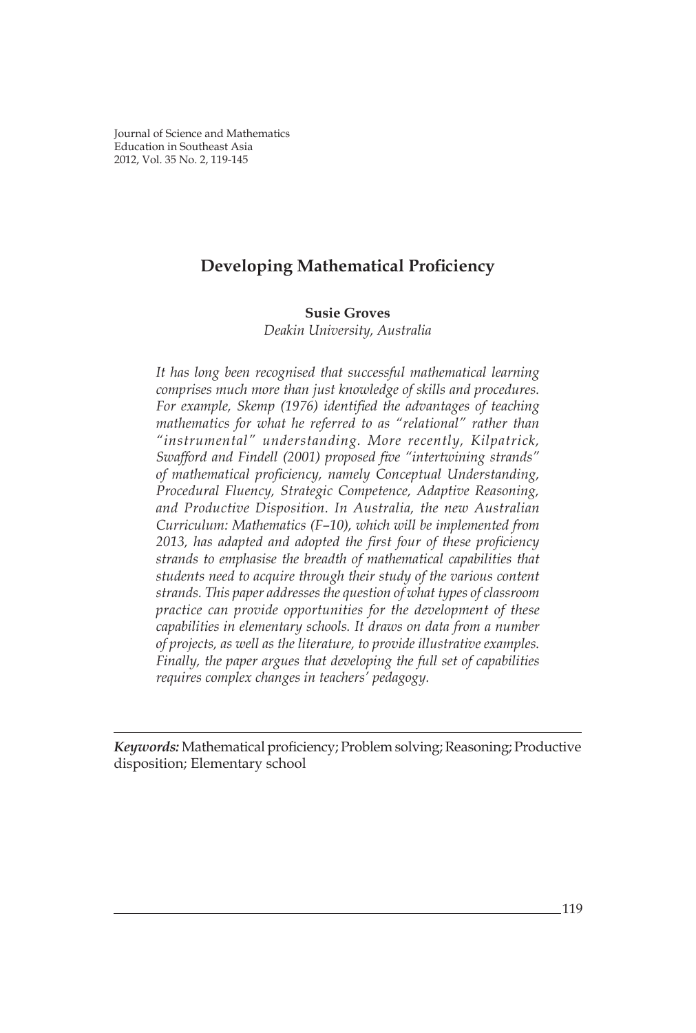# Developing Mathematical Proficiency

**Susie Groves**
*Deakin University, Australia*

*It has long been recognised that successful mathematical learning comprises much more than just knowledge of skills and procedures. For example, Skemp (1976) identified the advantages of teaching mathematics for what he referred to as "relational" rather than "instrumental" understanding. More recently, Kilpatrick, Swafford and Findell (2001) proposed five "intertwining strands" of mathematical proficiency, namely Conceptual Understanding, Procedural Fluency, Strategic Competence, Adaptive Reasoning, and Productive Disposition. In Australia, the new Australian Curriculum: Mathematics (F–10), which will be implemented from 2013, has adapted and adopted the first four of these proficiency strands to emphasise the breadth of mathematical capabilities that students need to acquire through their study of the various content strands. This paper addresses the question of what types of classroom practice can provide opportunities for the development of these capabilities in elementary schools. It draws on data from a number of projects, as well as the literature, to provide illustrative examples. Finally, the paper argues that developing the full set of capabilities requires complex changes in teachers' pedagogy.*

***Keywords:*** Mathematical proficiency; Problem solving; Reasoning; Productive disposition; Elementary school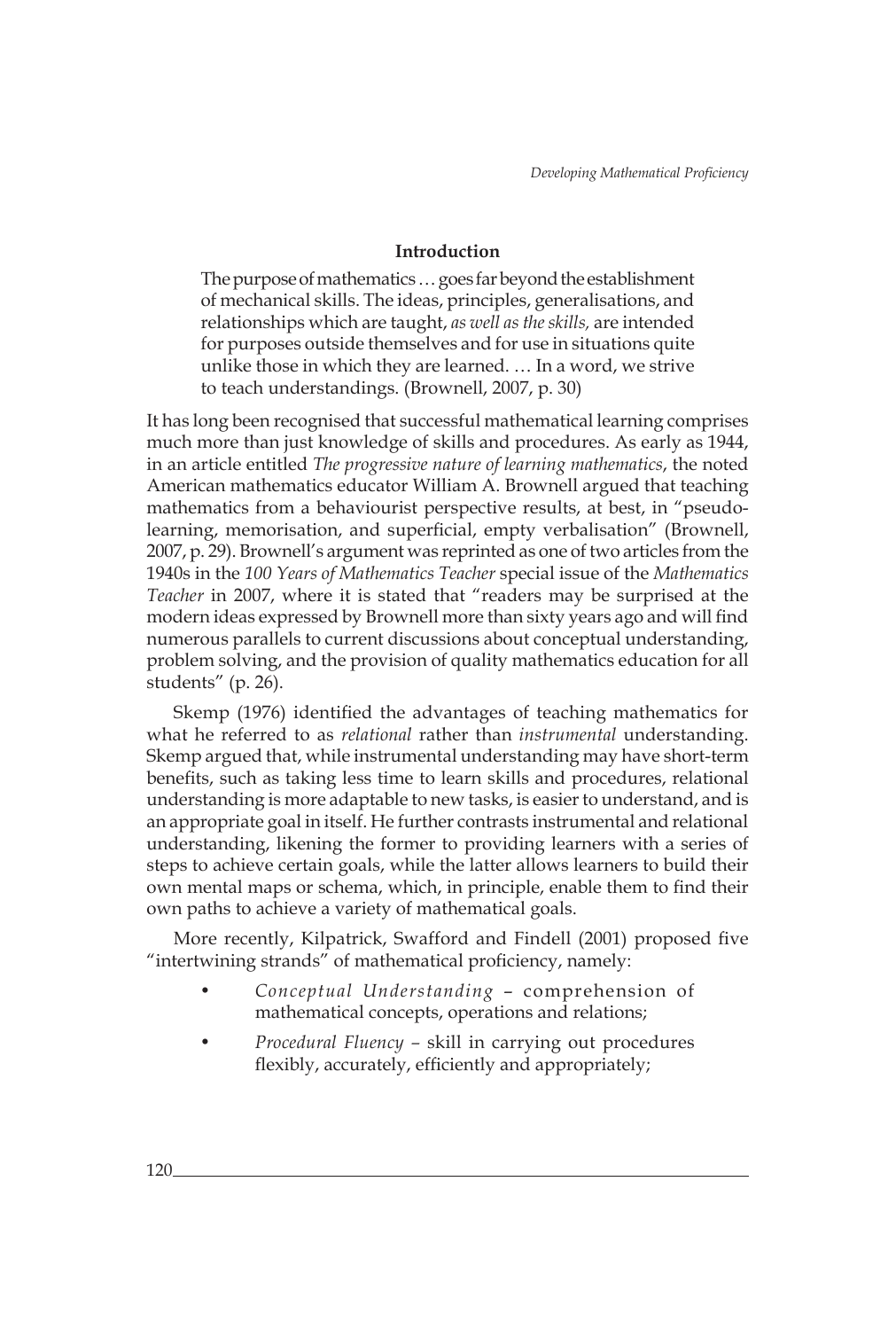## Introduction

> The purpose of mathematics … goes far beyond the establishment of mechanical skills. The ideas, principles, generalisations, and relationships which are taught, *as well as the skills,* are intended for purposes outside themselves and for use in situations quite unlike those in which they are learned. … In a word, we strive to teach understandings. (Brownell, 2007, p. 30)

It has long been recognised that successful mathematical learning comprises much more than just knowledge of skills and procedures. As early as 1944, in an article entitled *The progressive nature of learning mathematics*, the noted American mathematics educator William A. Brownell argued that teaching mathematics from a behaviourist perspective results, at best, in "pseudo-learning, memorisation, and superficial, empty verbalisation" (Brownell, 2007, p. 29). Brownell's argument was reprinted as one of two articles from the 1940s in the *100 Years of Mathematics Teacher* special issue of the *Mathematics Teacher* in 2007, where it is stated that "readers may be surprised at the modern ideas expressed by Brownell more than sixty years ago and will find numerous parallels to current discussions about conceptual understanding, problem solving, and the provision of quality mathematics education for all students" (p. 26).

Skemp (1976) identified the advantages of teaching mathematics for what he referred to as *relational* rather than *instrumental* understanding. Skemp argued that, while instrumental understanding may have short-term benefits, such as taking less time to learn skills and procedures, relational understanding is more adaptable to new tasks, is easier to understand, and is an appropriate goal in itself. He further contrasts instrumental and relational understanding, likening the former to providing learners with a series of steps to achieve certain goals, while the latter allows learners to build their own mental maps or schema, which, in principle, enable them to find their own paths to achieve a variety of mathematical goals.

More recently, Kilpatrick, Swafford and Findell (2001) proposed five "intertwining strands" of mathematical proficiency, namely:

- *Conceptual Understanding* – comprehension of mathematical concepts, operations and relations;
- *Procedural Fluency* – skill in carrying out procedures flexibly, accurately, efficiently and appropriately;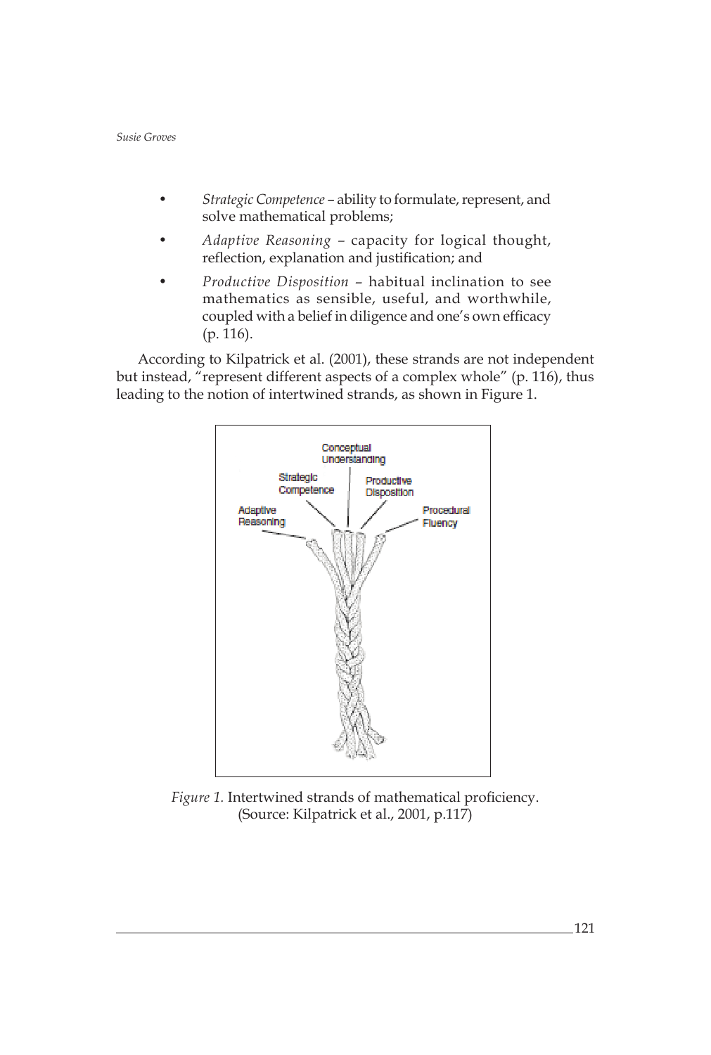- *Strategic Competence* – ability to formulate, represent, and solve mathematical problems;
- *Adaptive Reasoning* – capacity for logical thought, reflection, explanation and justification; and
- *Productive Disposition* – habitual inclination to see mathematics as sensible, useful, and worthwhile, coupled with a belief in diligence and one's own efficacy (p. 116).

According to Kilpatrick et al. (2001), these strands are not independent but instead, "represent different aspects of a complex whole" (p. 116), thus leading to the notion of intertwined strands, as shown in Figure 1.

*Figure 1.* Intertwined strands of mathematical proficiency. (Source: Kilpatrick et al., 2001, p.117)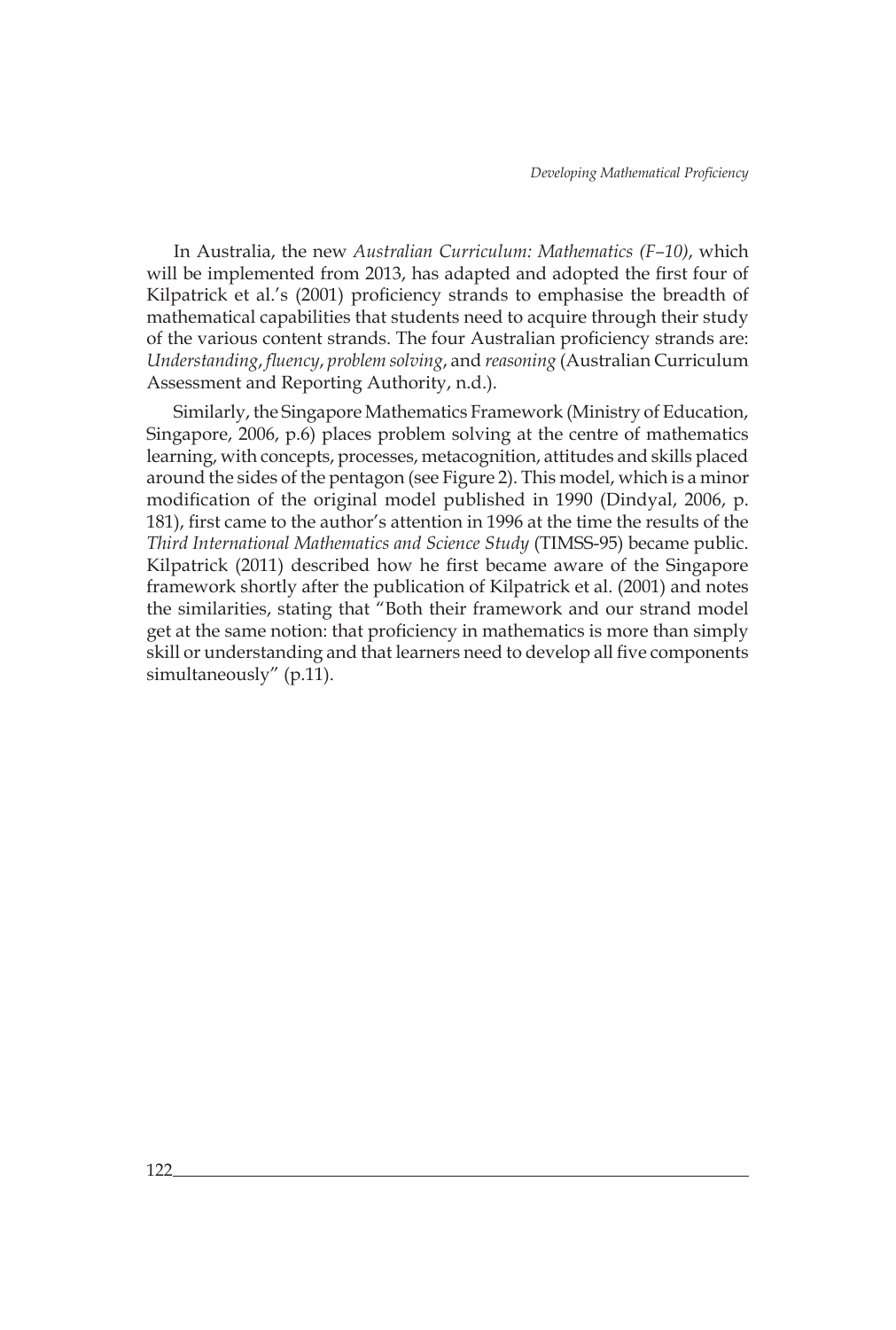In Australia, the new *Australian Curriculum: Mathematics (F–10)*, which will be implemented from 2013, has adapted and adopted the first four of Kilpatrick et al.'s (2001) proficiency strands to emphasise the breadth of mathematical capabilities that students need to acquire through their study of the various content strands. The four Australian proficiency strands are: *Understanding*, *fluency*, *problem solving*, and *reasoning* (Australian Curriculum Assessment and Reporting Authority, n.d.).

Similarly, the Singapore Mathematics Framework (Ministry of Education, Singapore, 2006, p.6) places problem solving at the centre of mathematics learning, with concepts, processes, metacognition, attitudes and skills placed around the sides of the pentagon (see Figure 2). This model, which is a minor modification of the original model published in 1990 (Dindyal, 2006, p. 181), first came to the author's attention in 1996 at the time the results of the *Third International Mathematics and Science Study* (TIMSS-95) became public. Kilpatrick (2011) described how he first became aware of the Singapore framework shortly after the publication of Kilpatrick et al. (2001) and notes the similarities, stating that "Both their framework and our strand model get at the same notion: that proficiency in mathematics is more than simply skill or understanding and that learners need to develop all five components simultaneously" (p.11).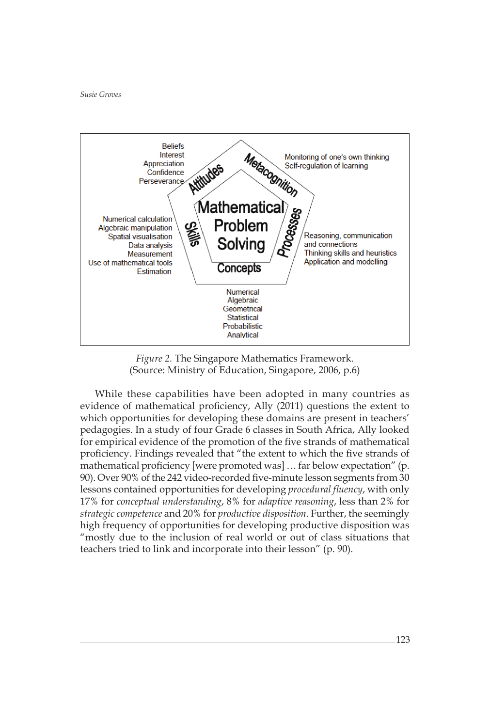Beliefs
Interest
Appreciation
Confidence
Perseverance

Monitoring of one's own thinking
Self-regulation of learning

Attitudes

Metacognition

Mathematical Problem Solving

Numerical calculation
Algebraic manipulation
Spatial visualisation
Data analysis
Measurement
Use of mathematical tools
Estimation

Skills

Processes

Reasoning, communication and connections
Thinking skills and heuristics
Application and modelling

Concepts

Numerical
Algebraic
Geometrical
Statistical
Probabilistic
Analytical

*Figure 2.* The Singapore Mathematics Framework.
(Source: Ministry of Education, Singapore, 2006, p.6)

While these capabilities have been adopted in many countries as evidence of mathematical proficiency, Ally (2011) questions the extent to which opportunities for developing these domains are present in teachers' pedagogies. In a study of four Grade 6 classes in South Africa, Ally looked for empirical evidence of the promotion of the five strands of mathematical proficiency. Findings revealed that "the extent to which the five strands of mathematical proficiency [were promoted was] … far below expectation" (p. 90). Over 90% of the 242 video-recorded five-minute lesson segments from 30 lessons contained opportunities for developing *procedural fluency*, with only 17% for *conceptual understanding*, 8% for *adaptive reasoning*, less than 2% for *strategic competence* and 20% for *productive disposition*. Further, the seemingly high frequency of opportunities for developing productive disposition was "mostly due to the inclusion of real world or out of class situations that teachers tried to link and incorporate into their lesson" (p. 90).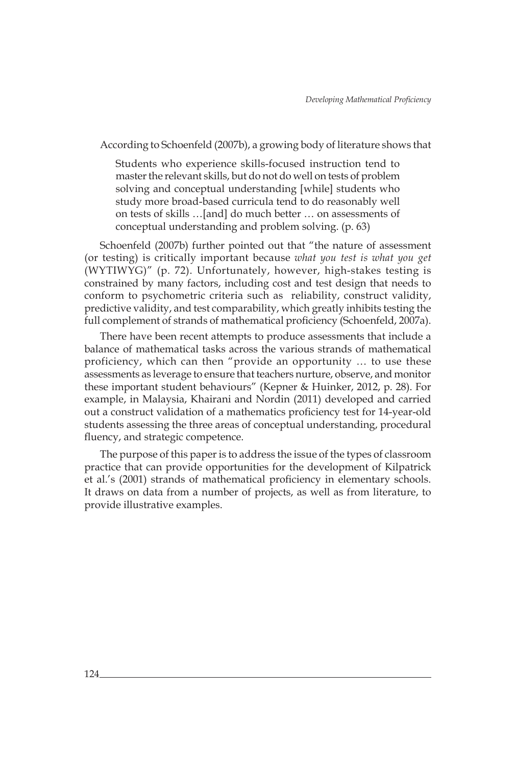According to Schoenfeld (2007b), a growing body of literature shows that

> Students who experience skills-focused instruction tend to master the relevant skills, but do not do well on tests of problem solving and conceptual understanding [while] students who study more broad-based curricula tend to do reasonably well on tests of skills …[and] do much better … on assessments of conceptual understanding and problem solving. (p. 63)

Schoenfeld (2007b) further pointed out that "the nature of assessment (or testing) is critically important because *what you test is what you get* (WYTIWYG)" (p. 72). Unfortunately, however, high-stakes testing is constrained by many factors, including cost and test design that needs to conform to psychometric criteria such as reliability, construct validity, predictive validity, and test comparability, which greatly inhibits testing the full complement of strands of mathematical proficiency (Schoenfeld, 2007a).

There have been recent attempts to produce assessments that include a balance of mathematical tasks across the various strands of mathematical proficiency, which can then "provide an opportunity … to use these assessments as leverage to ensure that teachers nurture, observe, and monitor these important student behaviours" (Kepner & Huinker, 2012, p. 28). For example, in Malaysia, Khairani and Nordin (2011) developed and carried out a construct validation of a mathematics proficiency test for 14-year-old students assessing the three areas of conceptual understanding, procedural fluency, and strategic competence.

The purpose of this paper is to address the issue of the types of classroom practice that can provide opportunities for the development of Kilpatrick et al.'s (2001) strands of mathematical proficiency in elementary schools. It draws on data from a number of projects, as well as from literature, to provide illustrative examples.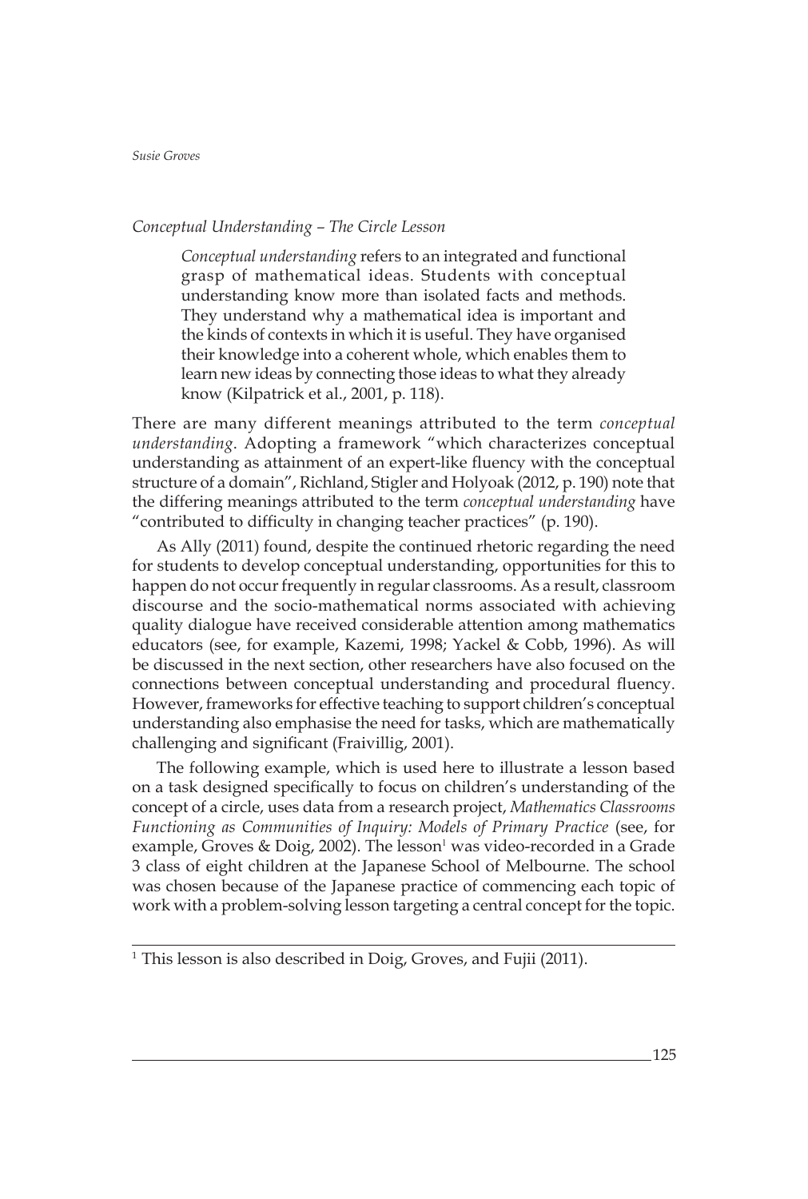*Conceptual Understanding – The Circle Lesson*

> *Conceptual understanding* refers to an integrated and functional grasp of mathematical ideas. Students with conceptual understanding know more than isolated facts and methods. They understand why a mathematical idea is important and the kinds of contexts in which it is useful. They have organised their knowledge into a coherent whole, which enables them to learn new ideas by connecting those ideas to what they already know (Kilpatrick et al., 2001, p. 118).

There are many different meanings attributed to the term *conceptual understanding*. Adopting a framework "which characterizes conceptual understanding as attainment of an expert-like fluency with the conceptual structure of a domain", Richland, Stigler and Holyoak (2012, p. 190) note that the differing meanings attributed to the term *conceptual understanding* have "contributed to difficulty in changing teacher practices" (p. 190).

As Ally (2011) found, despite the continued rhetoric regarding the need for students to develop conceptual understanding, opportunities for this to happen do not occur frequently in regular classrooms. As a result, classroom discourse and the socio-mathematical norms associated with achieving quality dialogue have received considerable attention among mathematics educators (see, for example, Kazemi, 1998; Yackel & Cobb, 1996). As will be discussed in the next section, other researchers have also focused on the connections between conceptual understanding and procedural fluency. However, frameworks for effective teaching to support children's conceptual understanding also emphasise the need for tasks, which are mathematically challenging and significant (Fraivillig, 2001).

The following example, which is used here to illustrate a lesson based on a task designed specifically to focus on children's understanding of the concept of a circle, uses data from a research project, *Mathematics Classrooms Functioning as Communities of Inquiry: Models of Primary Practice* (see, for example, Groves & Doig, 2002). The lesson[1] was video-recorded in a Grade 3 class of eight children at the Japanese School of Melbourne. The school was chosen because of the Japanese practice of commencing each topic of work with a problem-solving lesson targeting a central concept for the topic.

---

[1] This lesson is also described in Doig, Groves, and Fujii (2011).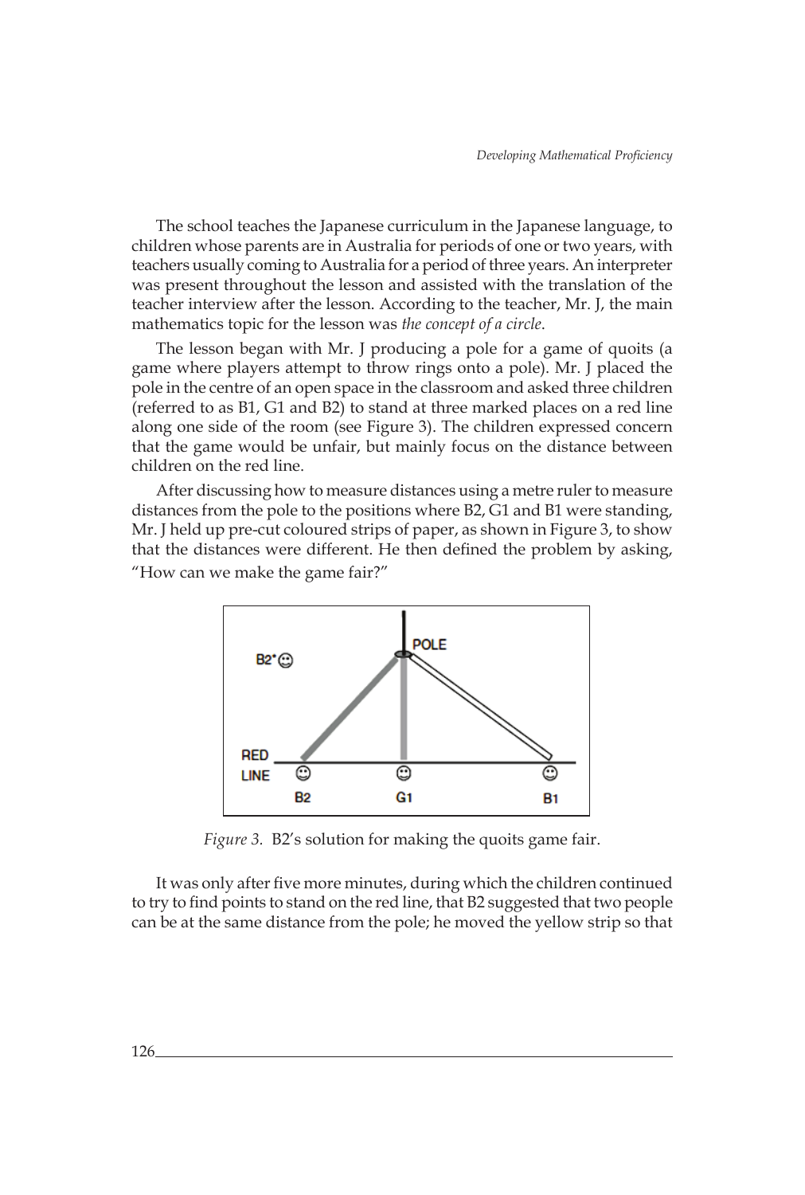The school teaches the Japanese curriculum in the Japanese language, to children whose parents are in Australia for periods of one or two years, with teachers usually coming to Australia for a period of three years. An interpreter was present throughout the lesson and assisted with the translation of the teacher interview after the lesson. According to the teacher, Mr. J, the main mathematics topic for the lesson was *the concept of a circle*.

The lesson began with Mr. J producing a pole for a game of quoits (a game where players attempt to throw rings onto a pole). Mr. J placed the pole in the centre of an open space in the classroom and asked three children (referred to as B1, G1 and B2) to stand at three marked places on a red line along one side of the room (see Figure 3). The children expressed concern that the game would be unfair, but mainly focus on the distance between children on the red line.

After discussing how to measure distances using a metre ruler to measure distances from the pole to the positions where B2, G1 and B1 were standing, Mr. J held up pre-cut coloured strips of paper, as shown in Figure 3, to show that the distances were different. He then defined the problem by asking, "How can we make the game fair?"

*Figure 3.* B2's solution for making the quoits game fair.

It was only after five more minutes, during which the children continued to try to find points to stand on the red line, that B2 suggested that two people can be at the same distance from the pole; he moved the yellow strip so that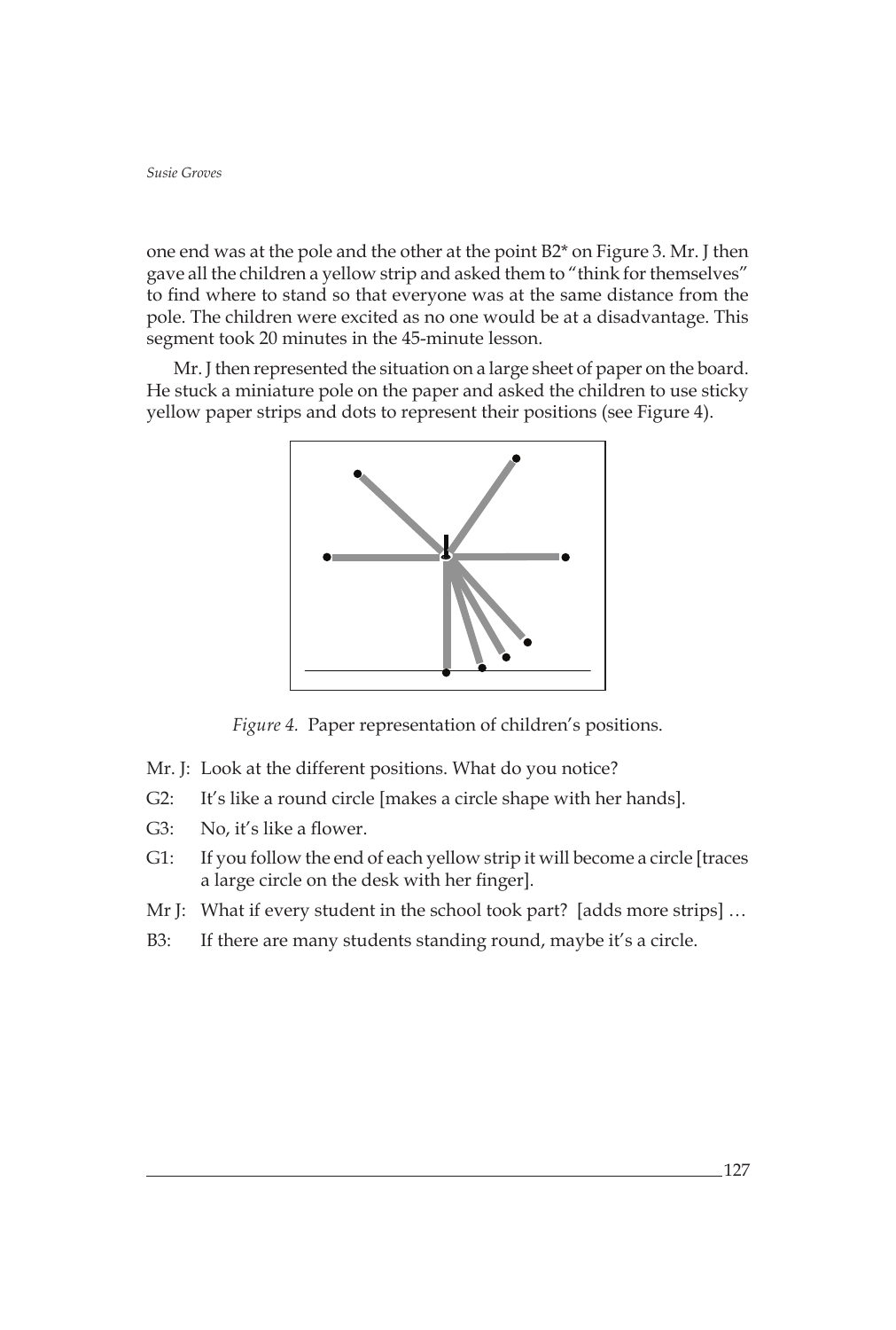one end was at the pole and the other at the point B2* on Figure 3. Mr. J then gave all the children a yellow strip and asked them to "think for themselves" to find where to stand so that everyone was at the same distance from the pole. The children were excited as no one would be at a disadvantage. This segment took 20 minutes in the 45-minute lesson.

Mr. J then represented the situation on a large sheet of paper on the board. He stuck a miniature pole on the paper and asked the children to use sticky yellow paper strips and dots to represent their positions (see Figure 4).

*Figure 4.* Paper representation of children's positions.

Mr. J: Look at the different positions. What do you notice?

G2: It's like a round circle [makes a circle shape with her hands].

G3: No, it's like a flower.

G1: If you follow the end of each yellow strip it will become a circle [traces a large circle on the desk with her finger].

Mr J: What if every student in the school took part? [adds more strips] …

B3: If there are many students standing round, maybe it's a circle.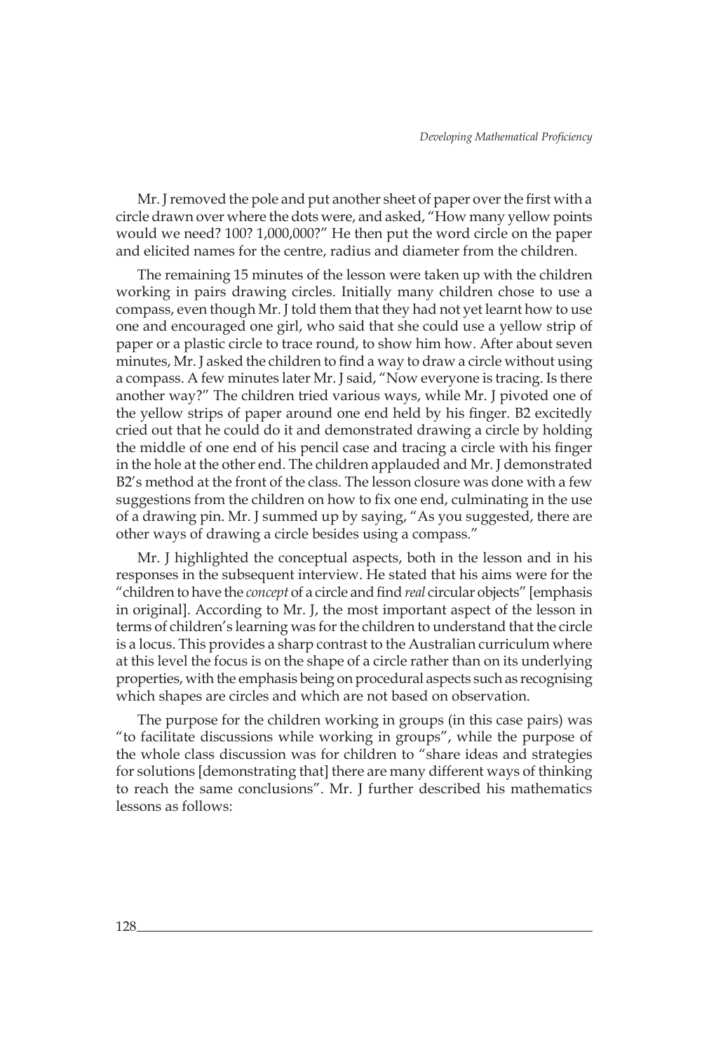Mr. J removed the pole and put another sheet of paper over the first with a circle drawn over where the dots were, and asked, "How many yellow points would we need? 100? 1,000,000?" He then put the word circle on the paper and elicited names for the centre, radius and diameter from the children.

The remaining 15 minutes of the lesson were taken up with the children working in pairs drawing circles. Initially many children chose to use a compass, even though Mr. J told them that they had not yet learnt how to use one and encouraged one girl, who said that she could use a yellow strip of paper or a plastic circle to trace round, to show him how. After about seven minutes, Mr. J asked the children to find a way to draw a circle without using a compass. A few minutes later Mr. J said, "Now everyone is tracing. Is there another way?" The children tried various ways, while Mr. J pivoted one of the yellow strips of paper around one end held by his finger. B2 excitedly cried out that he could do it and demonstrated drawing a circle by holding the middle of one end of his pencil case and tracing a circle with his finger in the hole at the other end. The children applauded and Mr. J demonstrated B2's method at the front of the class. The lesson closure was done with a few suggestions from the children on how to fix one end, culminating in the use of a drawing pin. Mr. J summed up by saying, "As you suggested, there are other ways of drawing a circle besides using a compass."

Mr. J highlighted the conceptual aspects, both in the lesson and in his responses in the subsequent interview. He stated that his aims were for the "children to have the *concept* of a circle and find *real* circular objects" [emphasis in original]. According to Mr. J, the most important aspect of the lesson in terms of children's learning was for the children to understand that the circle is a locus. This provides a sharp contrast to the Australian curriculum where at this level the focus is on the shape of a circle rather than on its underlying properties, with the emphasis being on procedural aspects such as recognising which shapes are circles and which are not based on observation.

The purpose for the children working in groups (in this case pairs) was "to facilitate discussions while working in groups", while the purpose of the whole class discussion was for children to "share ideas and strategies for solutions [demonstrating that] there are many different ways of thinking to reach the same conclusions". Mr. J further described his mathematics lessons as follows: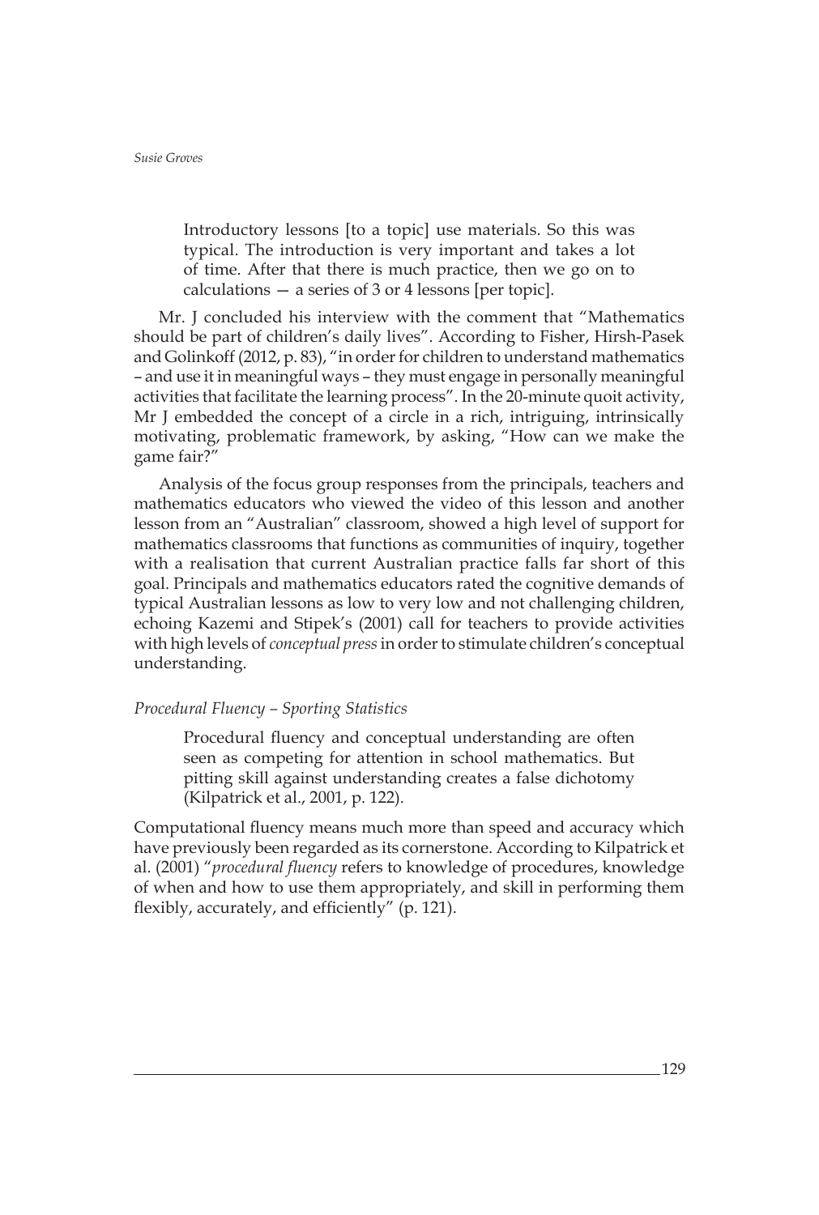> Introductory lessons [to a topic] use materials. So this was typical. The introduction is very important and takes a lot of time. After that there is much practice, then we go on to calculations — a series of 3 or 4 lessons [per topic].

Mr. J concluded his interview with the comment that "Mathematics should be part of children's daily lives". According to Fisher, Hirsh-Pasek and Golinkoff (2012, p. 83), "in order for children to understand mathematics – and use it in meaningful ways – they must engage in personally meaningful activities that facilitate the learning process". In the 20-minute quoit activity, Mr J embedded the concept of a circle in a rich, intriguing, intrinsically motivating, problematic framework, by asking, "How can we make the game fair?"

Analysis of the focus group responses from the principals, teachers and mathematics educators who viewed the video of this lesson and another lesson from an "Australian" classroom, showed a high level of support for mathematics classrooms that functions as communities of inquiry, together with a realisation that current Australian practice falls far short of this goal. Principals and mathematics educators rated the cognitive demands of typical Australian lessons as low to very low and not challenging children, echoing Kazemi and Stipek's (2001) call for teachers to provide activities with high levels of *conceptual press* in order to stimulate children's conceptual understanding.

*Procedural Fluency – Sporting Statistics*

> Procedural fluency and conceptual understanding are often seen as competing for attention in school mathematics. But pitting skill against understanding creates a false dichotomy (Kilpatrick et al., 2001, p. 122).

Computational fluency means much more than speed and accuracy which have previously been regarded as its cornerstone. According to Kilpatrick et al. (2001) "*procedural fluency* refers to knowledge of procedures, knowledge of when and how to use them appropriately, and skill in performing them flexibly, accurately, and efficiently" (p. 121).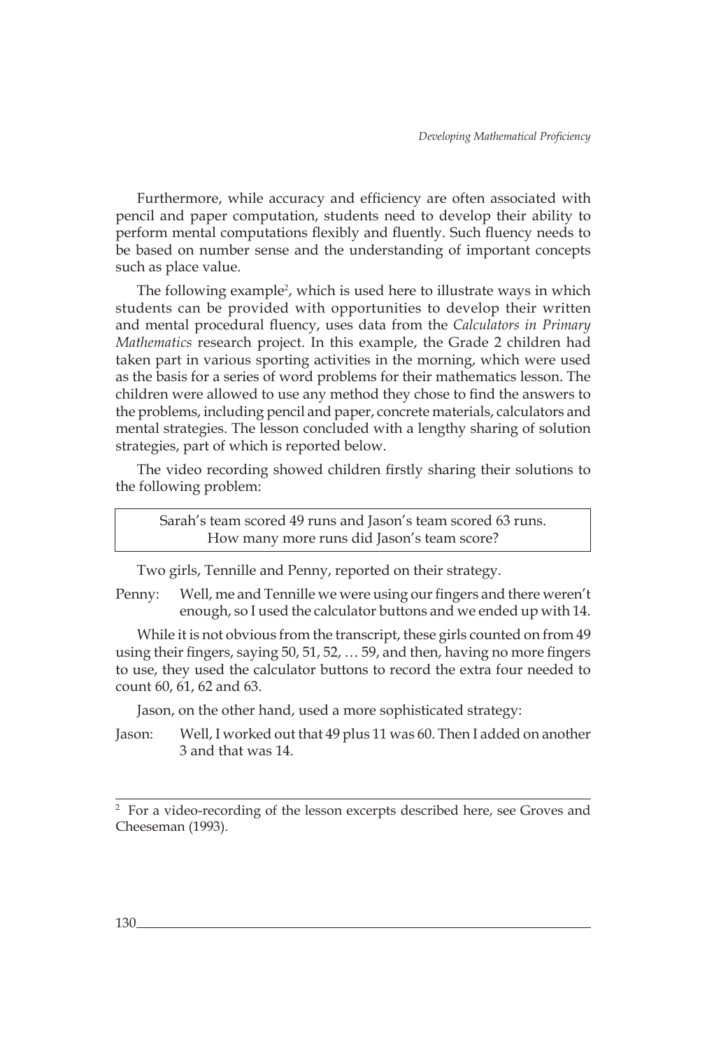Furthermore, while accuracy and efficiency are often associated with pencil and paper computation, students need to develop their ability to perform mental computations flexibly and fluently. Such fluency needs to be based on number sense and the understanding of important concepts such as place value.

The following example[2], which is used here to illustrate ways in which students can be provided with opportunities to develop their written and mental procedural fluency, uses data from the *Calculators in Primary Mathematics* research project. In this example, the Grade 2 children had taken part in various sporting activities in the morning, which were used as the basis for a series of word problems for their mathematics lesson. The children were allowed to use any method they chose to find the answers to the problems, including pencil and paper, concrete materials, calculators and mental strategies. The lesson concluded with a lengthy sharing of solution strategies, part of which is reported below.

The video recording showed children firstly sharing their solutions to the following problem:

> Sarah's team scored 49 runs and Jason's team scored 63 runs.
> How many more runs did Jason's team score?

Two girls, Tennille and Penny, reported on their strategy.

Penny: Well, me and Tennille we were using our fingers and there weren't enough, so I used the calculator buttons and we ended up with 14.

While it is not obvious from the transcript, these girls counted on from 49 using their fingers, saying 50, 51, 52, … 59, and then, having no more fingers to use, they used the calculator buttons to record the extra four needed to count 60, 61, 62 and 63.

Jason, on the other hand, used a more sophisticated strategy:

Jason: Well, I worked out that 49 plus 11 was 60. Then I added on another 3 and that was 14.

---

[2] For a video-recording of the lesson excerpts described here, see Groves and Cheeseman (1993).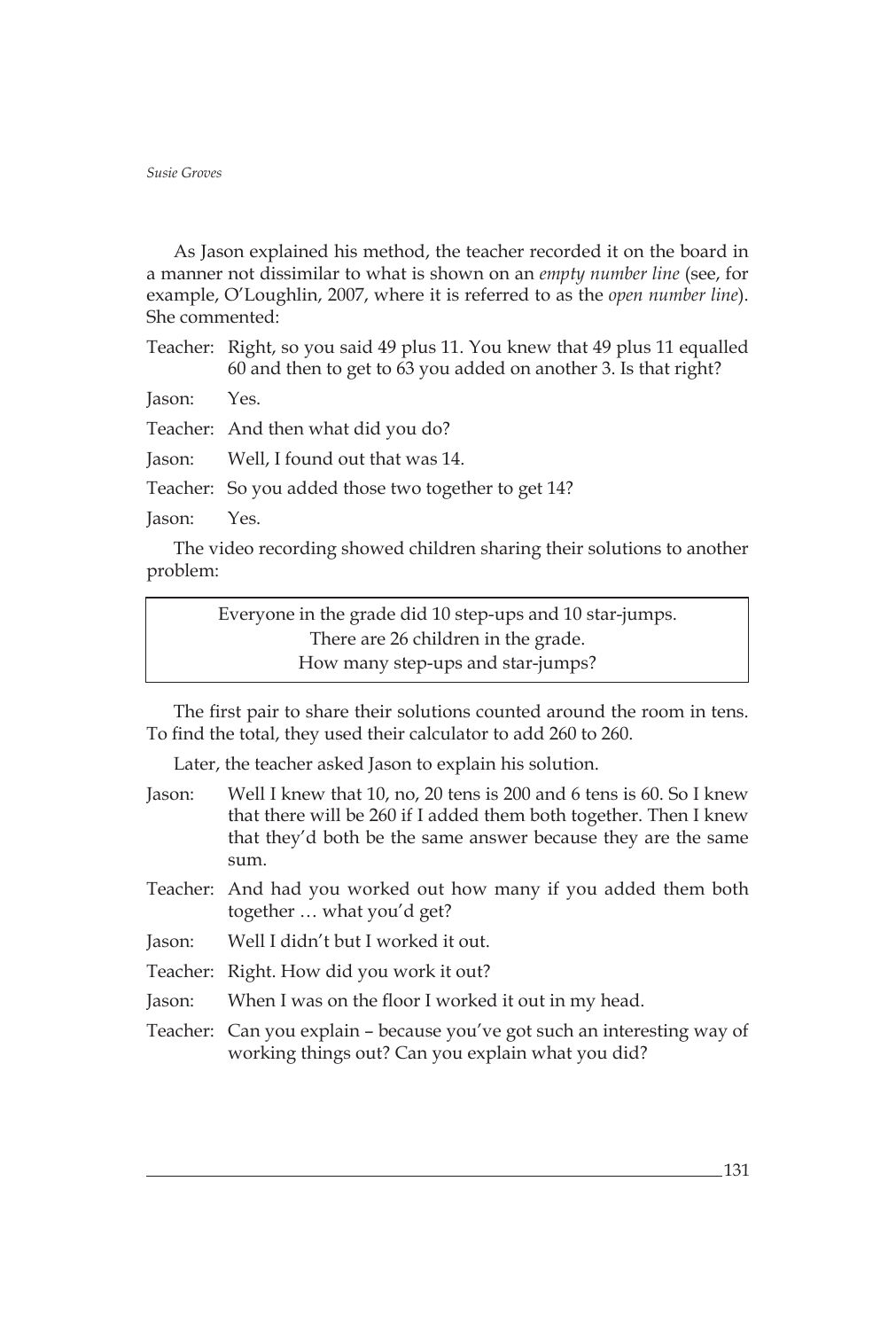As Jason explained his method, the teacher recorded it on the board in a manner not dissimilar to what is shown on an *empty number line* (see, for example, O'Loughlin, 2007, where it is referred to as the *open number line*). She commented:

Teacher: Right, so you said 49 plus 11. You knew that 49 plus 11 equalled 60 and then to get to 63 you added on another 3. Is that right?

Jason: Yes.

Teacher: And then what did you do?

Jason: Well, I found out that was 14.

Teacher: So you added those two together to get 14?

Jason: Yes.

The video recording showed children sharing their solutions to another problem:

> Everyone in the grade did 10 step-ups and 10 star-jumps.
> There are 26 children in the grade.
> How many step-ups and star-jumps?

The first pair to share their solutions counted around the room in tens. To find the total, they used their calculator to add 260 to 260.

Later, the teacher asked Jason to explain his solution.

Jason: Well I knew that 10, no, 20 tens is 200 and 6 tens is 60. So I knew that there will be 260 if I added them both together. Then I knew that they'd both be the same answer because they are the same sum.

Teacher: And had you worked out how many if you added them both together … what you'd get?

Jason: Well I didn't but I worked it out.

Teacher: Right. How did you work it out?

Jason: When I was on the floor I worked it out in my head.

Teacher: Can you explain – because you've got such an interesting way of working things out? Can you explain what you did?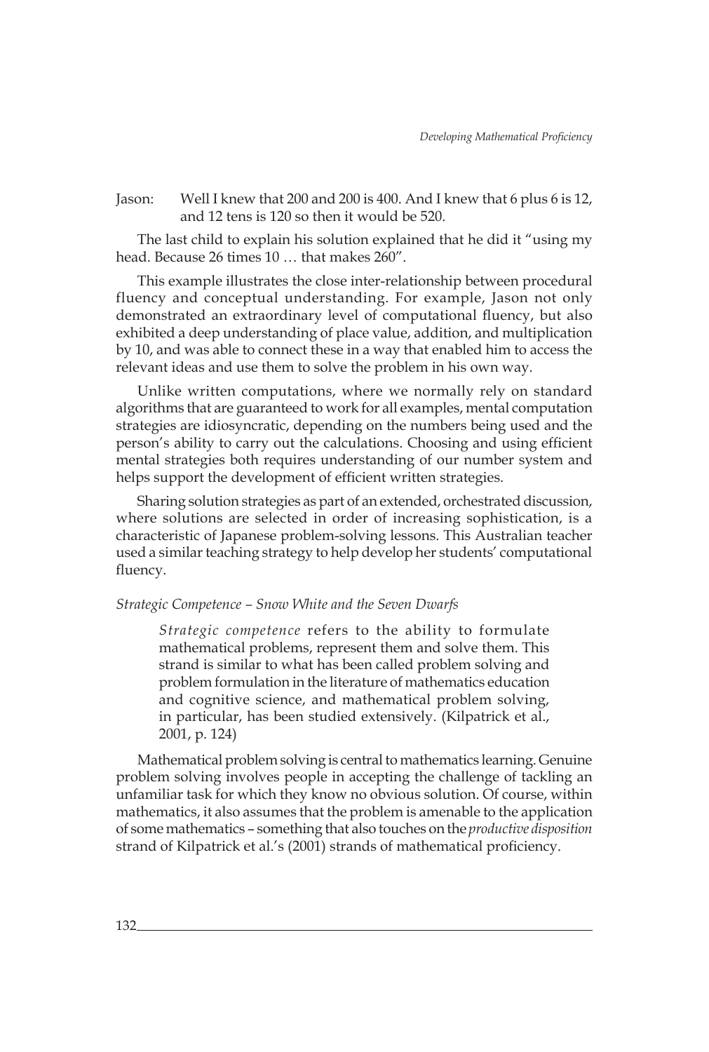Jason: Well I knew that 200 and 200 is 400. And I knew that 6 plus 6 is 12, and 12 tens is 120 so then it would be 520.

The last child to explain his solution explained that he did it "using my head. Because 26 times 10 … that makes 260".

This example illustrates the close inter-relationship between procedural fluency and conceptual understanding. For example, Jason not only demonstrated an extraordinary level of computational fluency, but also exhibited a deep understanding of place value, addition, and multiplication by 10, and was able to connect these in a way that enabled him to access the relevant ideas and use them to solve the problem in his own way.

Unlike written computations, where we normally rely on standard algorithms that are guaranteed to work for all examples, mental computation strategies are idiosyncratic, depending on the numbers being used and the person's ability to carry out the calculations. Choosing and using efficient mental strategies both requires understanding of our number system and helps support the development of efficient written strategies.

Sharing solution strategies as part of an extended, orchestrated discussion, where solutions are selected in order of increasing sophistication, is a characteristic of Japanese problem-solving lessons. This Australian teacher used a similar teaching strategy to help develop her students' computational fluency.

### *Strategic Competence – Snow White and the Seven Dwarfs*

> *Strategic competence* refers to the ability to formulate mathematical problems, represent them and solve them. This strand is similar to what has been called problem solving and problem formulation in the literature of mathematics education and cognitive science, and mathematical problem solving, in particular, has been studied extensively. (Kilpatrick et al., 2001, p. 124)

Mathematical problem solving is central to mathematics learning. Genuine problem solving involves people in accepting the challenge of tackling an unfamiliar task for which they know no obvious solution. Of course, within mathematics, it also assumes that the problem is amenable to the application of some mathematics – something that also touches on the *productive disposition* strand of Kilpatrick et al.'s (2001) strands of mathematical proficiency.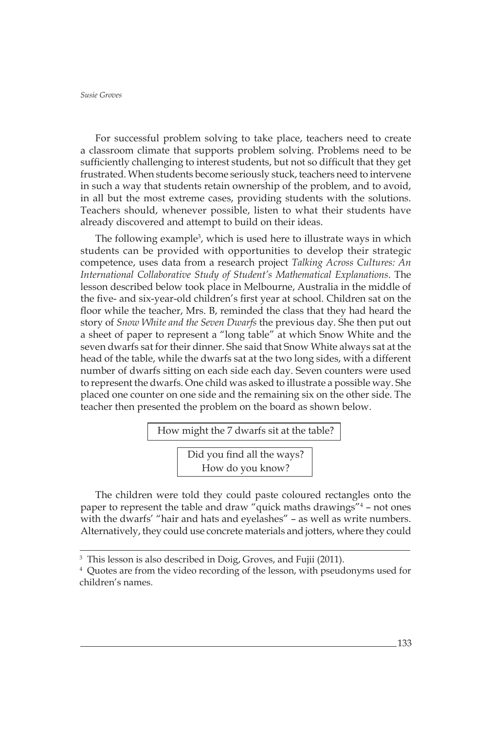For successful problem solving to take place, teachers need to create a classroom climate that supports problem solving. Problems need to be sufficiently challenging to interest students, but not so difficult that they get frustrated. When students become seriously stuck, teachers need to intervene in such a way that students retain ownership of the problem, and to avoid, in all but the most extreme cases, providing students with the solutions. Teachers should, whenever possible, listen to what their students have already discovered and attempt to build on their ideas.

The following example[3], which is used here to illustrate ways in which students can be provided with opportunities to develop their strategic competence, uses data from a research project *Talking Across Cultures: An International Collaborative Study of Student's Mathematical Explanations*. The lesson described below took place in Melbourne, Australia in the middle of the five- and six-year-old children's first year at school. Children sat on the floor while the teacher, Mrs. B, reminded the class that they had heard the story of *Snow White and the Seven Dwarfs* the previous day. She then put out a sheet of paper to represent a "long table" at which Snow White and the seven dwarfs sat for their dinner. She said that Snow White always sat at the head of the table, while the dwarfs sat at the two long sides, with a different number of dwarfs sitting on each side each day. Seven counters were used to represent the dwarfs. One child was asked to illustrate a possible way. She placed one counter on one side and the remaining six on the other side. The teacher then presented the problem on the board as shown below.

> How might the 7 dwarfs sit at the table?
>
> Did you find all the ways?
> How do you know?

The children were told they could paste coloured rectangles onto the paper to represent the table and draw "quick maths drawings"[4] – not ones with the dwarfs' "hair and hats and eyelashes" – as well as write numbers. Alternatively, they could use concrete materials and jotters, where they could

---

[3] This lesson is also described in Doig, Groves, and Fujii (2011).

[4] Quotes are from the video recording of the lesson, with pseudonyms used for children's names.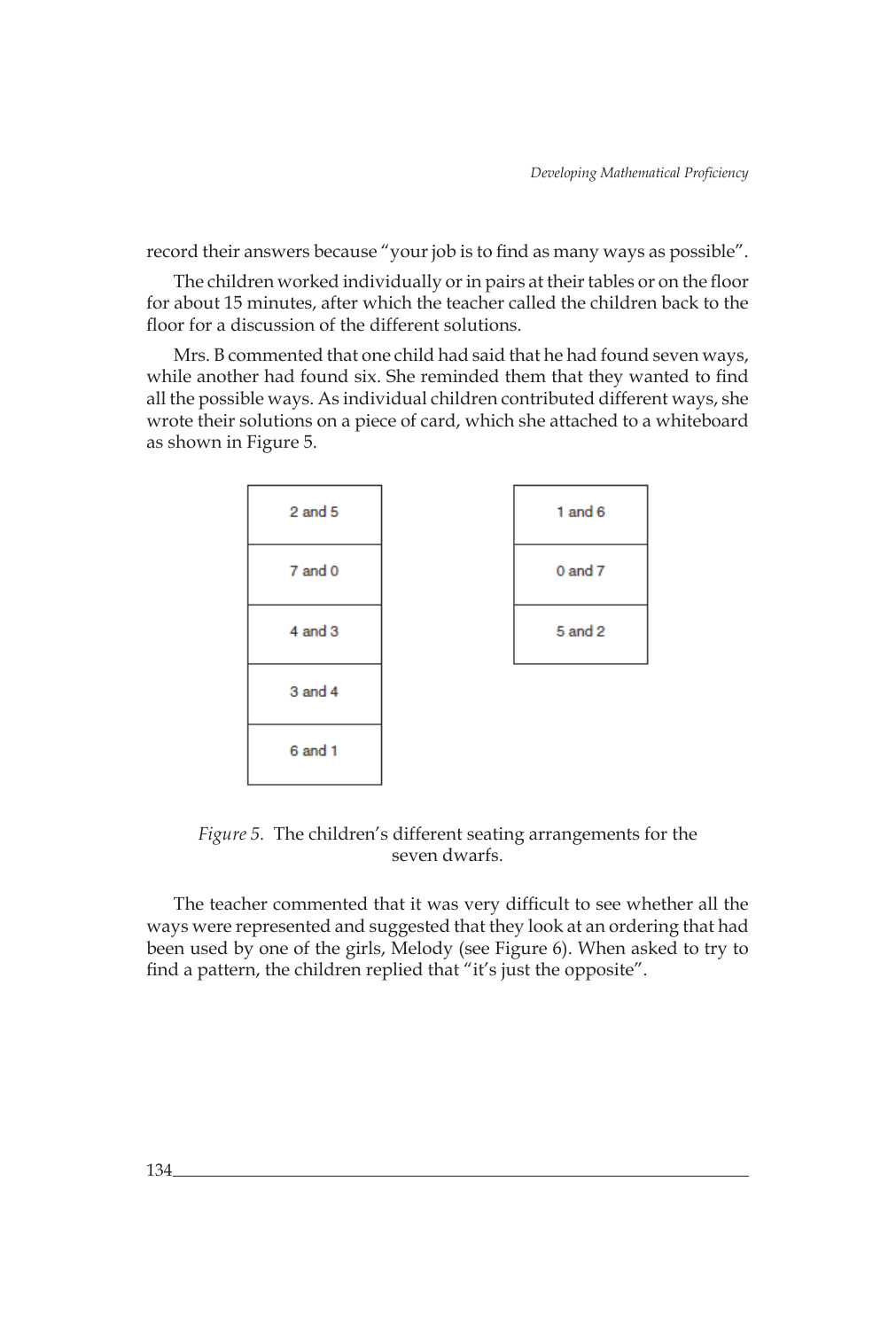record their answers because "your job is to find as many ways as possible".

The children worked individually or in pairs at their tables or on the floor for about 15 minutes, after which the teacher called the children back to the floor for a discussion of the different solutions.

Mrs. B commented that one child had said that he had found seven ways, while another had found six. She reminded them that they wanted to find all the possible ways. As individual children contributed different ways, she wrote their solutions on a piece of card, which she attached to a whiteboard as shown in Figure 5.

| |
|---|
| 2 and 5 |
| 7 and 0 |
| 4 and 3 |
| 3 and 4 |
| 6 and 1 |

| |
|---|
| 1 and 6 |
| 0 and 7 |
| 5 and 2 |

*Figure 5.* The children's different seating arrangements for the seven dwarfs.

The teacher commented that it was very difficult to see whether all the ways were represented and suggested that they look at an ordering that had been used by one of the girls, Melody (see Figure 6). When asked to try to find a pattern, the children replied that "it's just the opposite".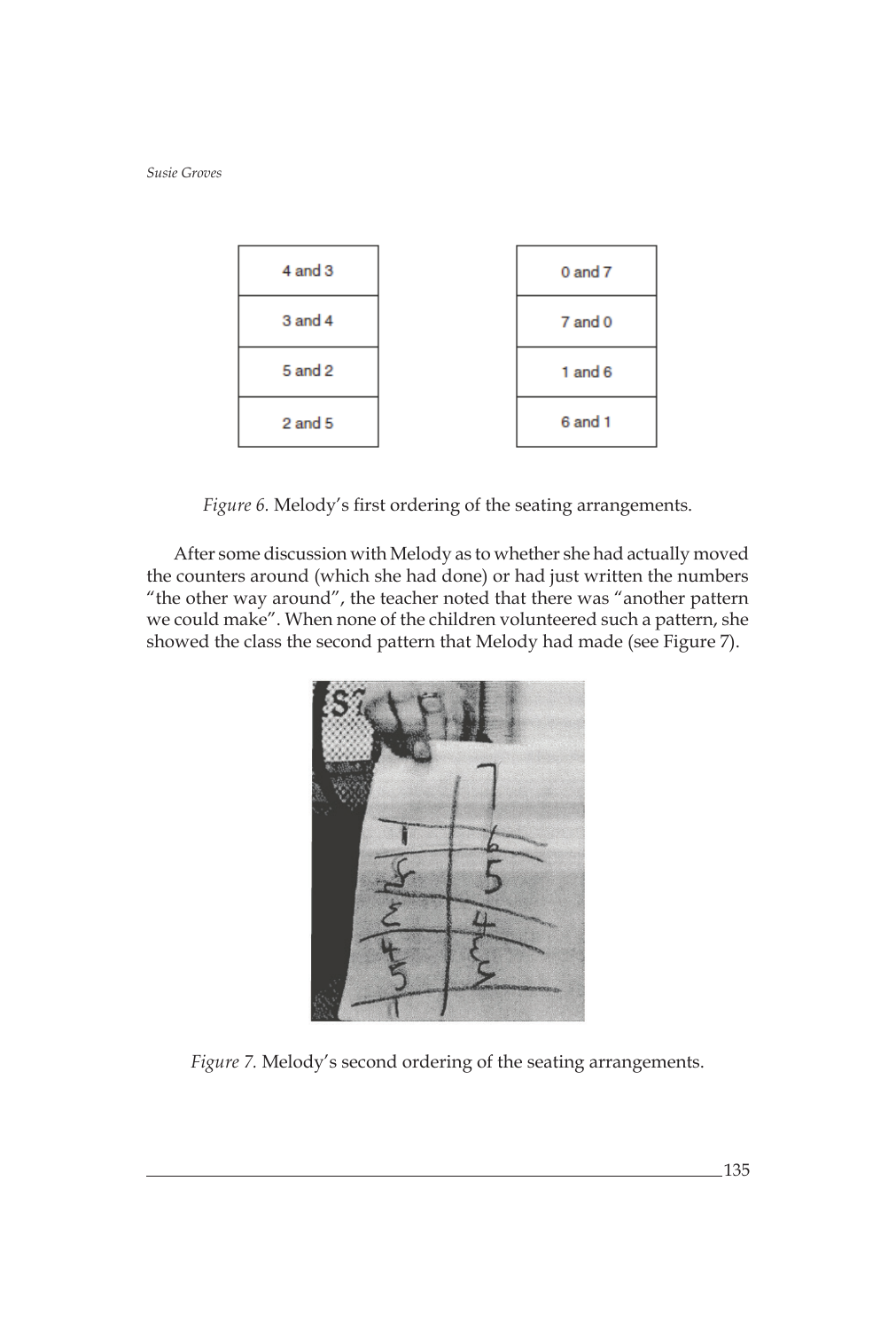| 4 and 3 |
|---|
| 3 and 4 |
| 5 and 2 |
| 2 and 5 |

| 0 and 7 |
|---|
| 7 and 0 |
| 1 and 6 |
| 6 and 1 |

*Figure 6.* Melody's first ordering of the seating arrangements.

After some discussion with Melody as to whether she had actually moved the counters around (which she had done) or had just written the numbers "the other way around", the teacher noted that there was "another pattern we could make". When none of the children volunteered such a pattern, she showed the class the second pattern that Melody had made (see Figure 7).

*Figure 7.* Melody's second ordering of the seating arrangements.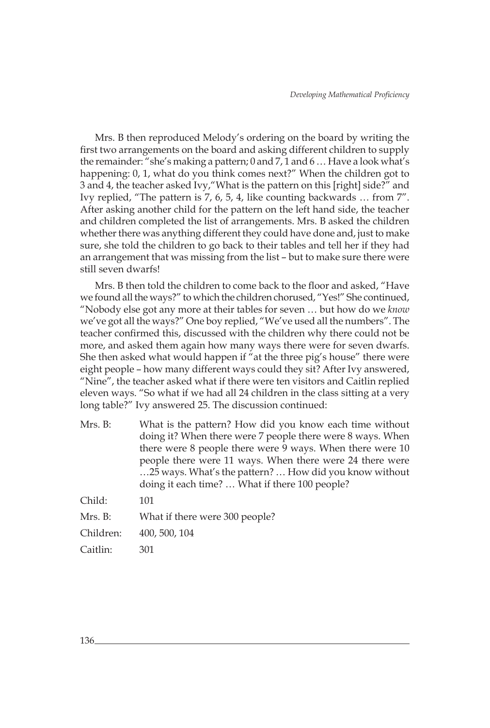Mrs. B then reproduced Melody's ordering on the board by writing the first two arrangements on the board and asking different children to supply the remainder: "she's making a pattern; 0 and 7, 1 and 6 … Have a look what's happening: 0, 1, what do you think comes next?" When the children got to 3 and 4, the teacher asked Ivy,"What is the pattern on this [right] side?" and Ivy replied, "The pattern is 7, 6, 5, 4, like counting backwards … from 7". After asking another child for the pattern on the left hand side, the teacher and children completed the list of arrangements. Mrs. B asked the children whether there was anything different they could have done and, just to make sure, she told the children to go back to their tables and tell her if they had an arrangement that was missing from the list – but to make sure there were still seven dwarfs!

Mrs. B then told the children to come back to the floor and asked, "Have we found all the ways?" to which the children chorused, "Yes!" She continued, "Nobody else got any more at their tables for seven … but how do we *know* we've got all the ways?" One boy replied, "We've used all the numbers". The teacher confirmed this, discussed with the children why there could not be more, and asked them again how many ways there were for seven dwarfs. She then asked what would happen if "at the three pig's house" there were eight people – how many different ways could they sit? After Ivy answered, "Nine", the teacher asked what if there were ten visitors and Caitlin replied eleven ways. "So what if we had all 24 children in the class sitting at a very long table?" Ivy answered 25. The discussion continued:

| | |
|---|---|
| Mrs. B: | What is the pattern? How did you know each time without doing it? When there were 7 people there were 8 ways. When there were 8 people there were 9 ways. When there were 10 people there were 11 ways. When there were 24 there were …25 ways. What's the pattern? … How did you know without doing it each time? … What if there 100 people? |
| Child: | 101 |
| Mrs. B: | What if there were 300 people? |
| Children: | 400, 500, 104 |
| Caitlin: | 301 |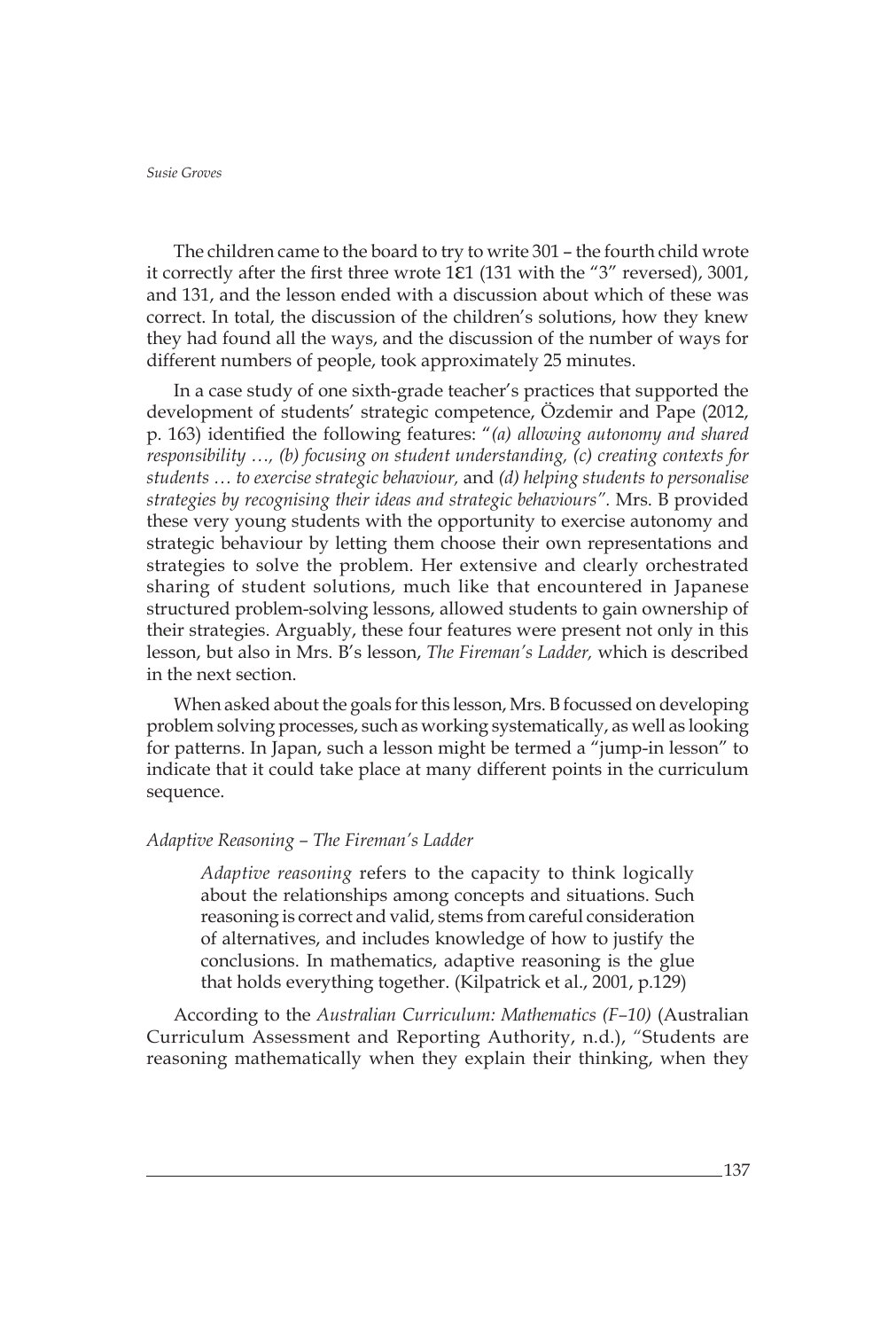The children came to the board to try to write 301 – the fourth child wrote it correctly after the first three wrote 1Ɛ1 (131 with the "3" reversed), 3001, and 131, and the lesson ended with a discussion about which of these was correct. In total, the discussion of the children's solutions, how they knew they had found all the ways, and the discussion of the number of ways for different numbers of people, took approximately 25 minutes.

In a case study of one sixth-grade teacher's practices that supported the development of students' strategic competence, Özdemir and Pape (2012, p. 163) identified the following features: "*(a) allowing autonomy and shared responsibility …, (b) focusing on student understanding, (c) creating contexts for students … to exercise strategic behaviour,* and *(d) helping students to personalise strategies by recognising their ideas and strategic behaviours".* Mrs. B provided these very young students with the opportunity to exercise autonomy and strategic behaviour by letting them choose their own representations and strategies to solve the problem. Her extensive and clearly orchestrated sharing of student solutions, much like that encountered in Japanese structured problem-solving lessons, allowed students to gain ownership of their strategies. Arguably, these four features were present not only in this lesson, but also in Mrs. B's lesson, *The Fireman's Ladder,* which is described in the next section.

When asked about the goals for this lesson, Mrs. B focussed on developing problem solving processes, such as working systematically, as well as looking for patterns. In Japan, such a lesson might be termed a "jump-in lesson" to indicate that it could take place at many different points in the curriculum sequence.

### *Adaptive Reasoning – The Fireman's Ladder*

> *Adaptive reasoning* refers to the capacity to think logically about the relationships among concepts and situations. Such reasoning is correct and valid, stems from careful consideration of alternatives, and includes knowledge of how to justify the conclusions. In mathematics, adaptive reasoning is the glue that holds everything together. (Kilpatrick et al., 2001, p.129)

According to the *Australian Curriculum: Mathematics (F–10)* (Australian Curriculum Assessment and Reporting Authority, n.d.), "Students are reasoning mathematically when they explain their thinking, when they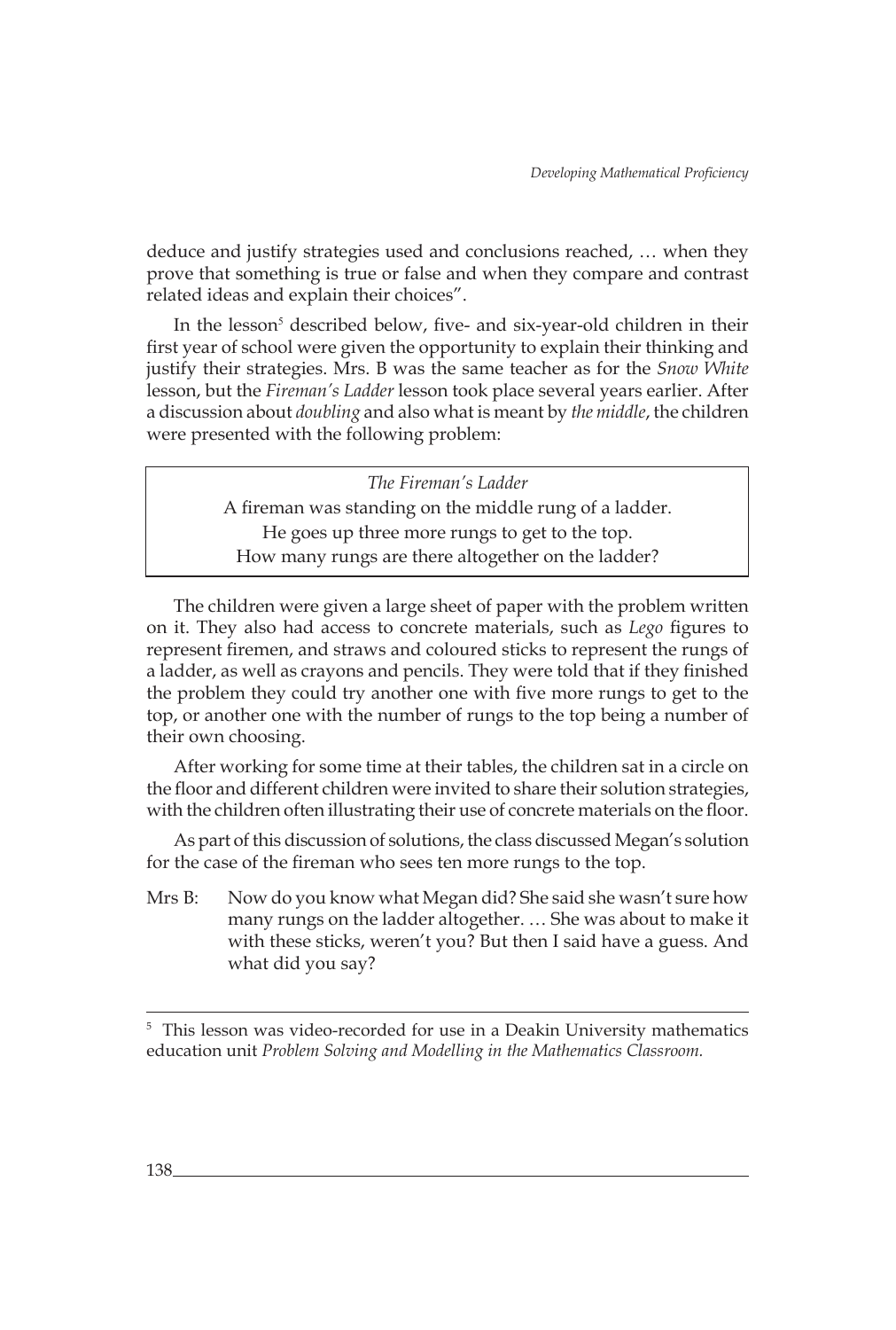deduce and justify strategies used and conclusions reached, … when they prove that something is true or false and when they compare and contrast related ideas and explain their choices".

In the lesson[5] described below, five- and six-year-old children in their first year of school were given the opportunity to explain their thinking and justify their strategies. Mrs. B was the same teacher as for the *Snow White* lesson, but the *Fireman's Ladder* lesson took place several years earlier. After a discussion about *doubling* and also what is meant by *the middle*, the children were presented with the following problem:

> *The Fireman's Ladder*
>
> A fireman was standing on the middle rung of a ladder.
>
> He goes up three more rungs to get to the top.
>
> How many rungs are there altogether on the ladder?

The children were given a large sheet of paper with the problem written on it. They also had access to concrete materials, such as *Lego* figures to represent firemen, and straws and coloured sticks to represent the rungs of a ladder, as well as crayons and pencils. They were told that if they finished the problem they could try another one with five more rungs to get to the top, or another one with the number of rungs to the top being a number of their own choosing.

After working for some time at their tables, the children sat in a circle on the floor and different children were invited to share their solution strategies, with the children often illustrating their use of concrete materials on the floor.

As part of this discussion of solutions, the class discussed Megan's solution for the case of the fireman who sees ten more rungs to the top.

Mrs B: Now do you know what Megan did? She said she wasn't sure how many rungs on the ladder altogether. … She was about to make it with these sticks, weren't you? But then I said have a guess. And what did you say?

---

[5] This lesson was video-recorded for use in a Deakin University mathematics education unit *Problem Solving and Modelling in the Mathematics Classroom.*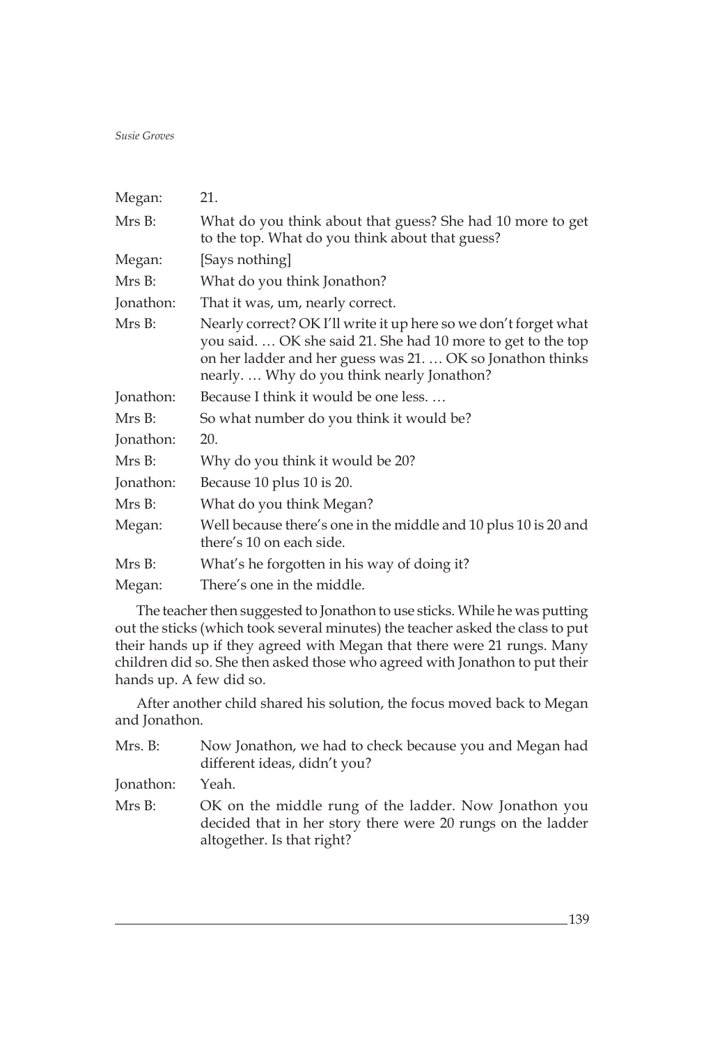| | |
|---|---|
| Megan: | 21. |
| Mrs B: | What do you think about that guess? She had 10 more to get to the top. What do you think about that guess? |
| Megan: | [Says nothing] |
| Mrs B: | What do you think Jonathon? |
| Jonathon: | That it was, um, nearly correct. |
| Mrs B: | Nearly correct? OK I'll write it up here so we don't forget what you said. … OK she said 21. She had 10 more to get to the top on her ladder and her guess was 21. … OK so Jonathon thinks nearly. … Why do you think nearly Jonathon? |
| Jonathon: | Because I think it would be one less. … |
| Mrs B: | So what number do you think it would be? |
| Jonathon: | 20. |
| Mrs B: | Why do you think it would be 20? |
| Jonathon: | Because 10 plus 10 is 20. |
| Mrs B: | What do you think Megan? |
| Megan: | Well because there's one in the middle and 10 plus 10 is 20 and there's 10 on each side. |
| Mrs B: | What's he forgotten in his way of doing it? |
| Megan: | There's one in the middle. |

The teacher then suggested to Jonathon to use sticks. While he was putting out the sticks (which took several minutes) the teacher asked the class to put their hands up if they agreed with Megan that there were 21 rungs. Many children did so. She then asked those who agreed with Jonathon to put their hands up. A few did so.

After another child shared his solution, the focus moved back to Megan and Jonathon.

| | |
|---|---|
| Mrs. B: | Now Jonathon, we had to check because you and Megan had different ideas, didn't you? |
| Jonathon: | Yeah. |
| Mrs B: | OK on the middle rung of the ladder. Now Jonathon you decided that in her story there were 20 rungs on the ladder altogether. Is that right? |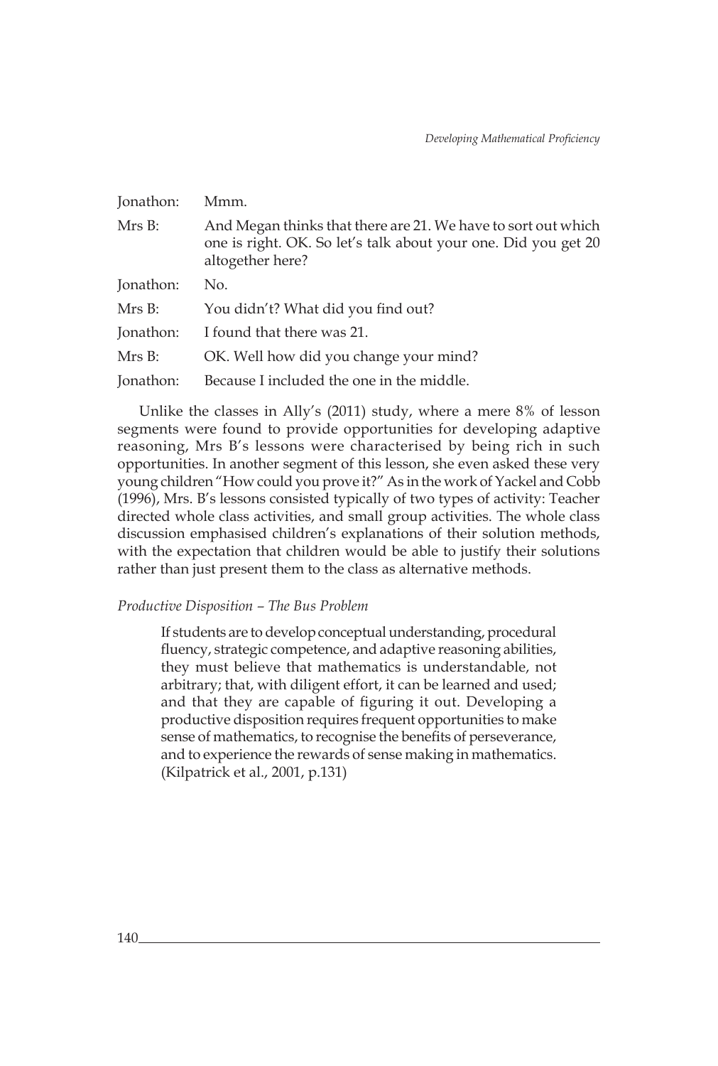| | |
|---|---|
| Jonathon: | Mmm. |
| Mrs B: | And Megan thinks that there are 21. We have to sort out which one is right. OK. So let's talk about your one. Did you get 20 altogether here? |
| Jonathon: | No. |
| Mrs B: | You didn't? What did you find out? |
| Jonathon: | I found that there was 21. |
| Mrs B: | OK. Well how did you change your mind? |
| Jonathon: | Because I included the one in the middle. |

Unlike the classes in Ally's (2011) study, where a mere 8% of lesson segments were found to provide opportunities for developing adaptive reasoning, Mrs B's lessons were characterised by being rich in such opportunities. In another segment of this lesson, she even asked these very young children "How could you prove it?" As in the work of Yackel and Cobb (1996), Mrs. B's lessons consisted typically of two types of activity: Teacher directed whole class activities, and small group activities. The whole class discussion emphasised children's explanations of their solution methods, with the expectation that children would be able to justify their solutions rather than just present them to the class as alternative methods.

*Productive Disposition – The Bus Problem*

> If students are to develop conceptual understanding, procedural fluency, strategic competence, and adaptive reasoning abilities, they must believe that mathematics is understandable, not arbitrary; that, with diligent effort, it can be learned and used; and that they are capable of figuring it out. Developing a productive disposition requires frequent opportunities to make sense of mathematics, to recognise the benefits of perseverance, and to experience the rewards of sense making in mathematics. (Kilpatrick et al., 2001, p.131)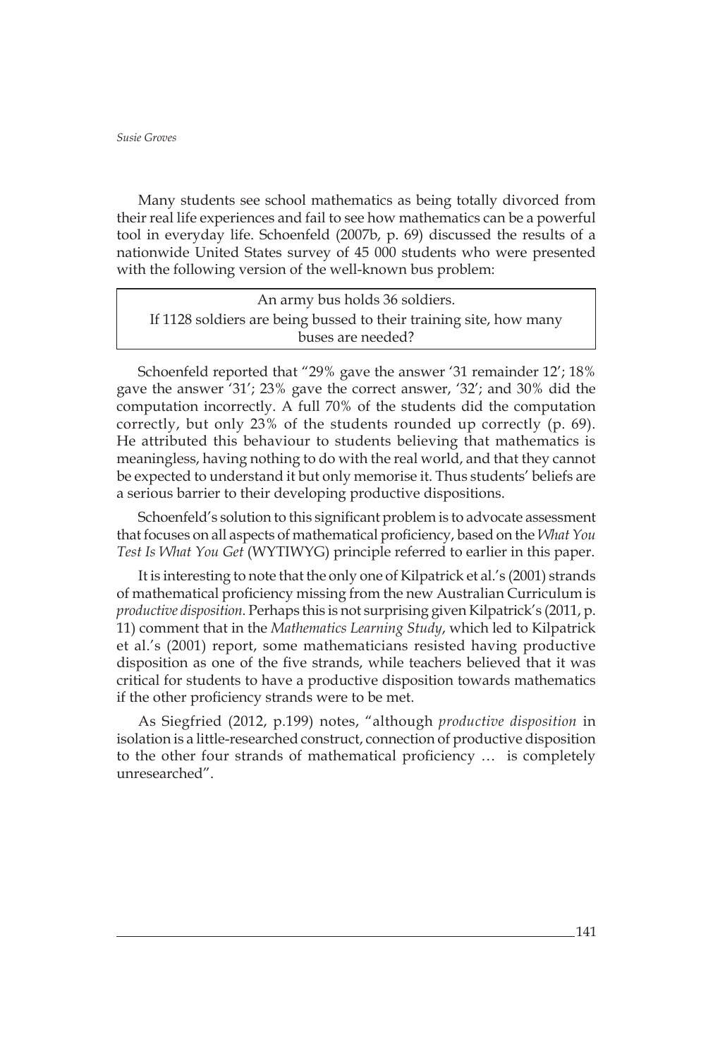Many students see school mathematics as being totally divorced from their real life experiences and fail to see how mathematics can be a powerful tool in everyday life. Schoenfeld (2007b, p. 69) discussed the results of a nationwide United States survey of 45 000 students who were presented with the following version of the well-known bus problem:

> An army bus holds 36 soldiers.
> If 1128 soldiers are being bussed to their training site, how many buses are needed?

Schoenfeld reported that "29% gave the answer '31 remainder 12'; 18% gave the answer '31'; 23% gave the correct answer, '32'; and 30% did the computation incorrectly. A full 70% of the students did the computation correctly, but only 23% of the students rounded up correctly (p. 69). He attributed this behaviour to students believing that mathematics is meaningless, having nothing to do with the real world, and that they cannot be expected to understand it but only memorise it. Thus students' beliefs are a serious barrier to their developing productive dispositions.

Schoenfeld's solution to this significant problem is to advocate assessment that focuses on all aspects of mathematical proficiency, based on the *What You Test Is What You Get* (WYTIWYG) principle referred to earlier in this paper.

It is interesting to note that the only one of Kilpatrick et al.'s (2001) strands of mathematical proficiency missing from the new Australian Curriculum is *productive disposition.* Perhaps this is not surprising given Kilpatrick's (2011, p. 11) comment that in the *Mathematics Learning Study*, which led to Kilpatrick et al.'s (2001) report, some mathematicians resisted having productive disposition as one of the five strands, while teachers believed that it was critical for students to have a productive disposition towards mathematics if the other proficiency strands were to be met.

As Siegfried (2012, p.199) notes, "although *productive disposition* in isolation is a little-researched construct, connection of productive disposition to the other four strands of mathematical proficiency … is completely unresearched".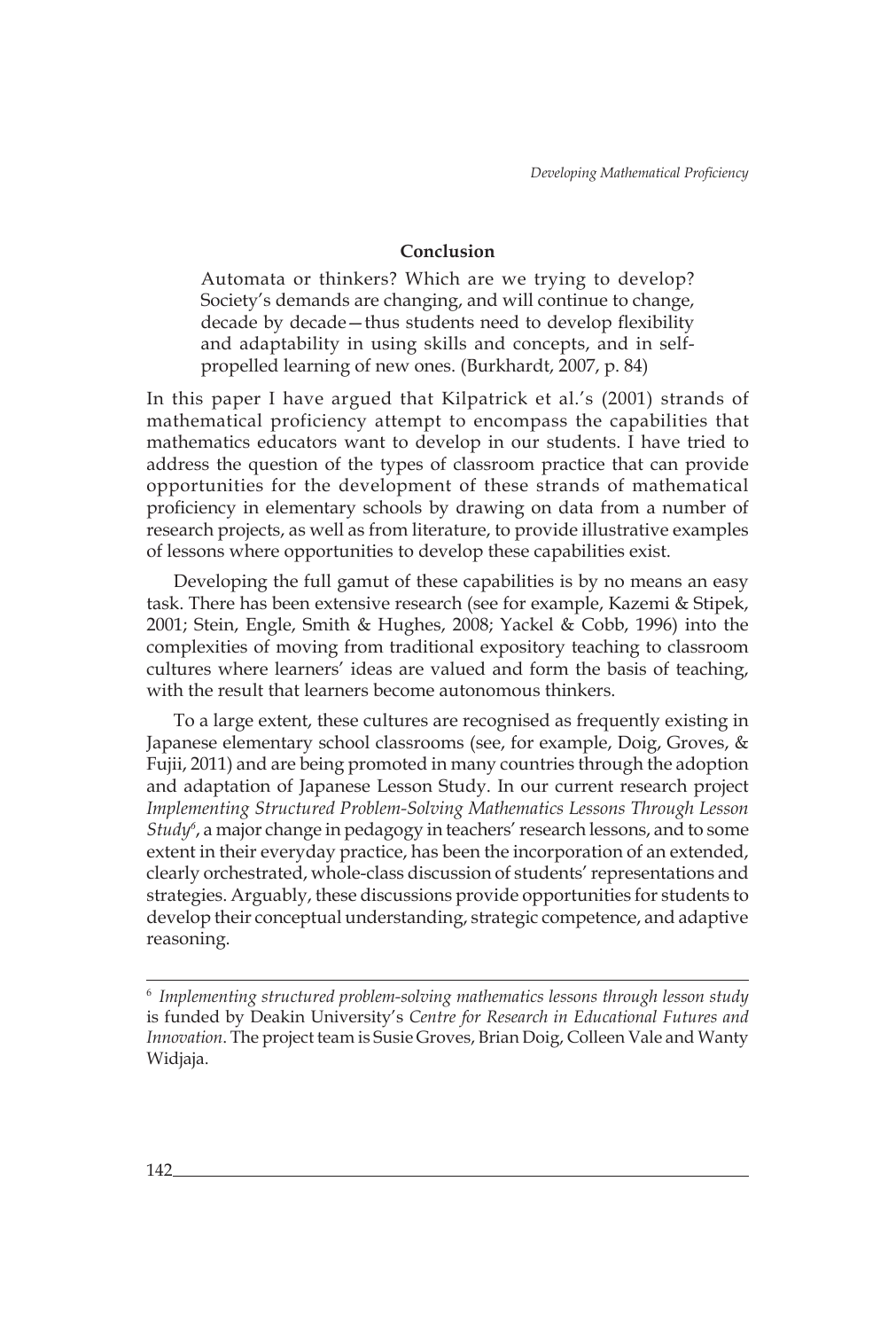## Conclusion

> Automata or thinkers? Which are we trying to develop? Society's demands are changing, and will continue to change, decade by decade—thus students need to develop flexibility and adaptability in using skills and concepts, and in self-propelled learning of new ones. (Burkhardt, 2007, p. 84)

In this paper I have argued that Kilpatrick et al.'s (2001) strands of mathematical proficiency attempt to encompass the capabilities that mathematics educators want to develop in our students. I have tried to address the question of the types of classroom practice that can provide opportunities for the development of these strands of mathematical proficiency in elementary schools by drawing on data from a number of research projects, as well as from literature, to provide illustrative examples of lessons where opportunities to develop these capabilities exist.

Developing the full gamut of these capabilities is by no means an easy task. There has been extensive research (see for example, Kazemi & Stipek, 2001; Stein, Engle, Smith & Hughes, 2008; Yackel & Cobb, 1996) into the complexities of moving from traditional expository teaching to classroom cultures where learners' ideas are valued and form the basis of teaching, with the result that learners become autonomous thinkers.

To a large extent, these cultures are recognised as frequently existing in Japanese elementary school classrooms (see, for example, Doig, Groves, & Fujii, 2011) and are being promoted in many countries through the adoption and adaptation of Japanese Lesson Study. In our current research project *Implementing Structured Problem-Solving Mathematics Lessons Through Lesson Study*[6], a major change in pedagogy in teachers' research lessons, and to some extent in their everyday practice, has been the incorporation of an extended, clearly orchestrated, whole-class discussion of students' representations and strategies. Arguably, these discussions provide opportunities for students to develop their conceptual understanding, strategic competence, and adaptive reasoning.

---

[6] *Implementing structured problem-solving mathematics lessons through lesson study* is funded by Deakin University's *Centre for Research in Educational Futures and Innovation*. The project team is Susie Groves, Brian Doig, Colleen Vale and Wanty Widjaja.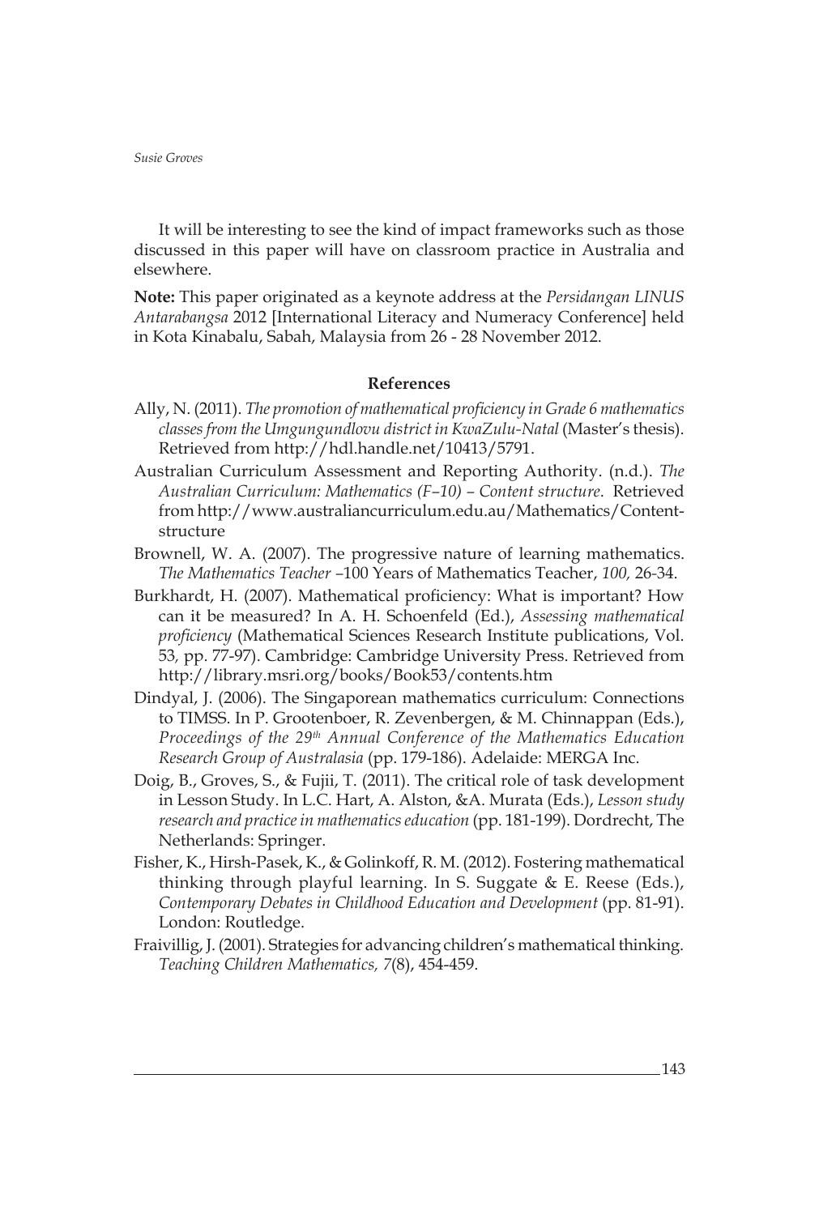It will be interesting to see the kind of impact frameworks such as those discussed in this paper will have on classroom practice in Australia and elsewhere.

**Note:** This paper originated as a keynote address at the *Persidangan LINUS Antarabangsa* 2012 [International Literacy and Numeracy Conference] held in Kota Kinabalu, Sabah, Malaysia from 26 - 28 November 2012.

## References

Ally, N. (2011). *The promotion of mathematical proficiency in Grade 6 mathematics classes from the Umgungundlovu district in KwaZulu-Natal* (Master's thesis). Retrieved from http://hdl.handle.net/10413/5791.

Australian Curriculum Assessment and Reporting Authority. (n.d.). *The Australian Curriculum: Mathematics (F–10) – Content structure*. Retrieved from http://www.australiancurriculum.edu.au/Mathematics/Content-structure

Brownell, W. A. (2007). The progressive nature of learning mathematics. *The Mathematics Teacher* –100 Years of Mathematics Teacher, *100,* 26-34.

Burkhardt, H. (2007). Mathematical proficiency: What is important? How can it be measured? In A. H. Schoenfeld (Ed.), *Assessing mathematical proficiency* (Mathematical Sciences Research Institute publications, Vol. 53, pp. 77-97). Cambridge: Cambridge University Press. Retrieved from http://library.msri.org/books/Book53/contents.htm

Dindyal, J. (2006). The Singaporean mathematics curriculum: Connections to TIMSS. In P. Grootenboer, R. Zevenbergen, & M. Chinnappan (Eds.), *Proceedings of the 29th Annual Conference of the Mathematics Education Research Group of Australasia* (pp. 179-186). Adelaide: MERGA Inc.

Doig, B., Groves, S., & Fujii, T. (2011). The critical role of task development in Lesson Study. In L.C. Hart, A. Alston, &A. Murata (Eds.), *Lesson study research and practice in mathematics education* (pp. 181-199). Dordrecht, The Netherlands: Springer.

Fisher, K., Hirsh-Pasek, K., & Golinkoff, R. M. (2012). Fostering mathematical thinking through playful learning. In S. Suggate & E. Reese (Eds.), *Contemporary Debates in Childhood Education and Development* (pp. 81-91). London: Routledge.

Fraivillig, J. (2001). Strategies for advancing children's mathematical thinking. *Teaching Children Mathematics, 7*(8), 454-459.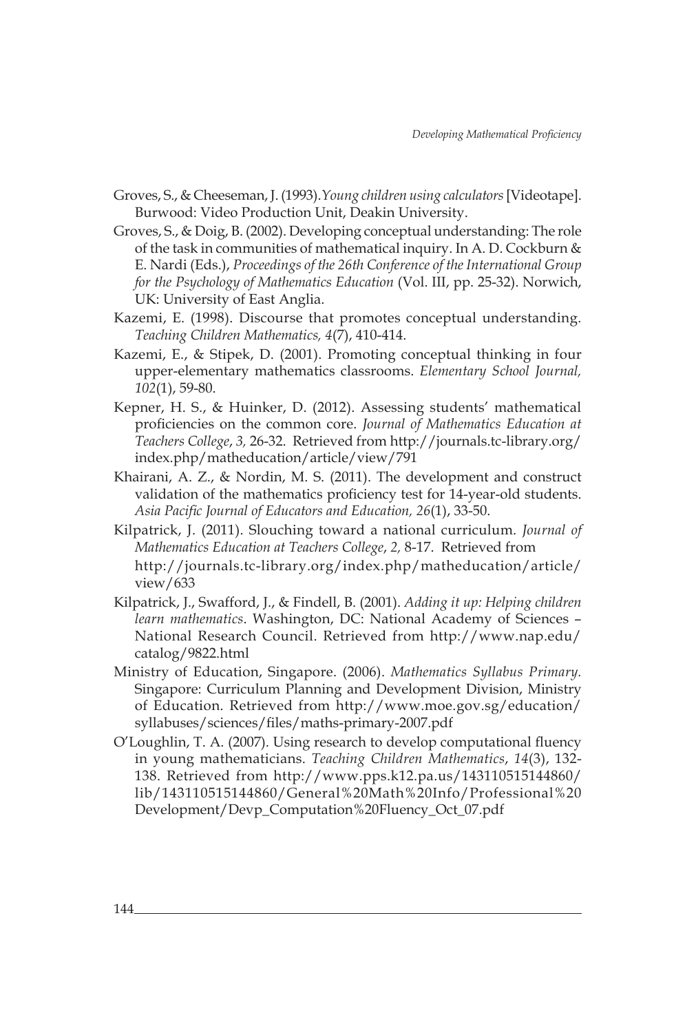Groves, S., & Cheeseman, J. (1993). *Young children using calculators* [Videotape]. Burwood: Video Production Unit, Deakin University.

Groves, S., & Doig, B. (2002). Developing conceptual understanding: The role of the task in communities of mathematical inquiry. In A. D. Cockburn & E. Nardi (Eds.), *Proceedings of the 26th Conference of the International Group for the Psychology of Mathematics Education* (Vol. III, pp. 25-32). Norwich, UK: University of East Anglia.

Kazemi, E. (1998). Discourse that promotes conceptual understanding. *Teaching Children Mathematics, 4*(7), 410-414.

Kazemi, E., & Stipek, D. (2001). Promoting conceptual thinking in four upper-elementary mathematics classrooms. *Elementary School Journal, 102*(1), 59-80.

Kepner, H. S., & Huinker, D. (2012). Assessing students' mathematical proficiencies on the common core. *Journal of Mathematics Education at Teachers College*, *3,* 26-32. Retrieved from http://journals.tc-library.org/index.php/matheducation/article/view/791

Khairani, A. Z., & Nordin, M. S. (2011). The development and construct validation of the mathematics proficiency test for 14-year-old students. *Asia Pacific Journal of Educators and Education, 26*(1), 33-50.

Kilpatrick, J. (2011). Slouching toward a national curriculum. *Journal of Mathematics Education at Teachers College*, *2,* 8-17. Retrieved from http://journals.tc-library.org/index.php/matheducation/article/view/633

Kilpatrick, J., Swafford, J., & Findell, B. (2001). *Adding it up: Helping children learn mathematics*. Washington, DC: National Academy of Sciences – National Research Council. Retrieved from http://www.nap.edu/catalog/9822.html

Ministry of Education, Singapore. (2006). *Mathematics Syllabus Primary.* Singapore: Curriculum Planning and Development Division, Ministry of Education. Retrieved from http://www.moe.gov.sg/education/syllabuses/sciences/files/maths-primary-2007.pdf

O'Loughlin, T. A. (2007). Using research to develop computational fluency in young mathematicians. *Teaching Children Mathematics*, *14*(3), 132-138. Retrieved from http://www.pps.k12.pa.us/143110515144860/lib/143110515144860/General%20Math%20Info/Professional%20Development/Devp_Computation%20Fluency_Oct_07.pdf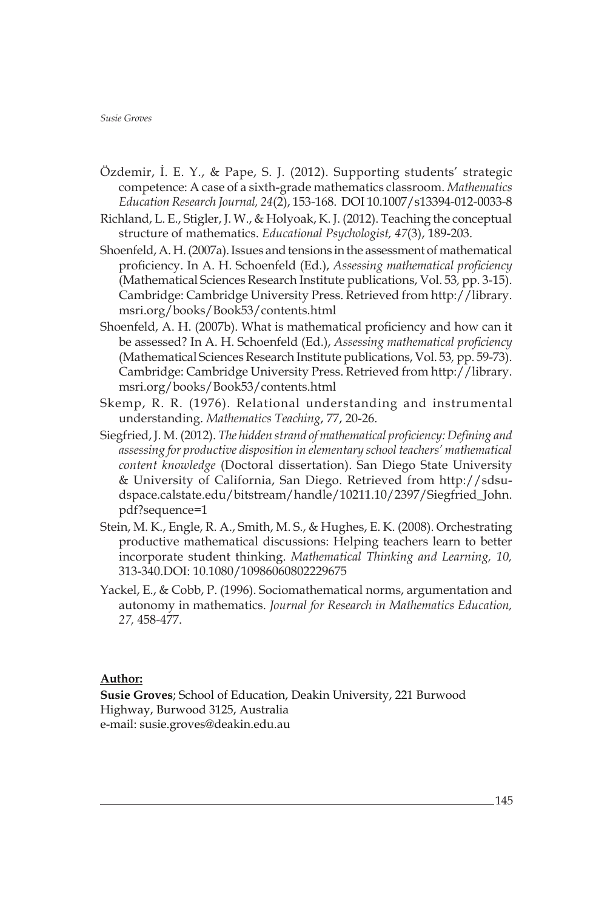Özdemir, İ. E. Y., & Pape, S. J. (2012). Supporting students' strategic competence: A case of a sixth-grade mathematics classroom. *Mathematics Education Research Journal, 24*(2), 153-168. DOI 10.1007/s13394-012-0033-8

Richland, L. E., Stigler, J. W., & Holyoak, K. J. (2012). Teaching the conceptual structure of mathematics. *Educational Psychologist, 47*(3), 189-203.

Shoenfeld, A. H. (2007a). Issues and tensions in the assessment of mathematical proficiency. In A. H. Schoenfeld (Ed.), *Assessing mathematical proficiency* (Mathematical Sciences Research Institute publications, Vol. 53, pp. 3-15). Cambridge: Cambridge University Press. Retrieved from http://library.msri.org/books/Book53/contents.html

Shoenfeld, A. H. (2007b). What is mathematical proficiency and how can it be assessed? In A. H. Schoenfeld (Ed.), *Assessing mathematical proficiency* (Mathematical Sciences Research Institute publications, Vol. 53, pp. 59-73). Cambridge: Cambridge University Press. Retrieved from http://library.msri.org/books/Book53/contents.html

Skemp, R. R. (1976). Relational understanding and instrumental understanding. *Mathematics Teaching*, 77, 20-26.

Siegfried, J. M. (2012). *The hidden strand of mathematical proficiency: Defining and assessing for productive disposition in elementary school teachers' mathematical content knowledge* (Doctoral dissertation). San Diego State University & University of California, San Diego. Retrieved from http://sdsu-dspace.calstate.edu/bitstream/handle/10211.10/2397/Siegfried_John.pdf?sequence=1

Stein, M. K., Engle, R. A., Smith, M. S., & Hughes, E. K. (2008). Orchestrating productive mathematical discussions: Helping teachers learn to better incorporate student thinking. *Mathematical Thinking and Learning, 10,* 313-340.DOI: 10.1080/10986060802229675

Yackel, E., & Cobb, P. (1996). Sociomathematical norms, argumentation and autonomy in mathematics. *Journal for Research in Mathematics Education, 27,* 458-477.

**Author:**

**Susie Groves**; School of Education, Deakin University, 221 Burwood Highway, Burwood 3125, Australia
e-mail: susie.groves@deakin.edu.au